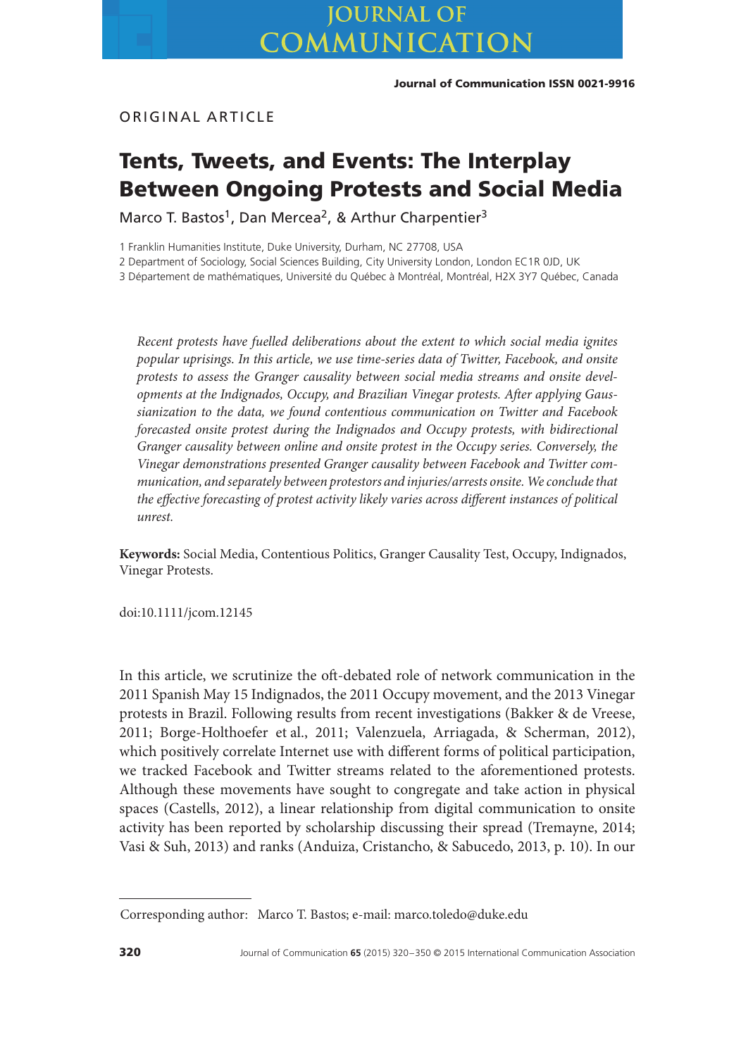ORIGINAL ARTICLE

# Tents, Tweets, and Events: The Interplay Between Ongoing Protests and Social Media

Marco T. Bastos[1], Dan Mercea[2], & Arthur Charpentier[3]

1 Franklin Humanities Institute, Duke University, Durham, NC 27708, USA

2 Department of Sociology, Social Sciences Building, City University London, London EC1R 0JD, UK

3 Département de mathématiques, Université du Québec à Montréal, Montréal, H2X 3Y7 Québec, Canada

*Recent protests have fuelled deliberations about the extent to which social media ignites popular uprisings. In this article, we use time-series data of Twitter, Facebook, and onsite protests to assess the Granger causality between social media streams and onsite developments at the Indignados, Occupy, and Brazilian Vinegar protests. After applying Gaussianization to the data, we found contentious communication on Twitter and Facebook forecasted onsite protest during the Indignados and Occupy protests, with bidirectional Granger causality between online and onsite protest in the Occupy series. Conversely, the Vinegar demonstrations presented Granger causality between Facebook and Twitter communication, and separately between protestors and injuries/arrests onsite. We conclude that the effective forecasting of protest activity likely varies across different instances of political unrest.*

**Keywords:** Social Media, Contentious Politics, Granger Causality Test, Occupy, Indignados, Vinegar Protests.

doi:10.1111/jcom.12145

In this article, we scrutinize the oft-debated role of network communication in the 2011 Spanish May 15 Indignados, the 2011 Occupy movement, and the 2013 Vinegar protests in Brazil. Following results from recent investigations (Bakker & de Vreese, 2011; Borge-Holthoefer et al., 2011; Valenzuela, Arriagada, & Scherman, 2012), which positively correlate Internet use with different forms of political participation, we tracked Facebook and Twitter streams related to the aforementioned protests. Although these movements have sought to congregate and take action in physical spaces (Castells, 2012), a linear relationship from digital communication to onsite activity has been reported by scholarship discussing their spread (Tremayne, 2014; Vasi & Suh, 2013) and ranks (Anduiza, Cristancho, & Sabucedo, 2013, p. 10). In our

Corresponding author: Marco T. Bastos; e-mail: marco.toledo@duke.edu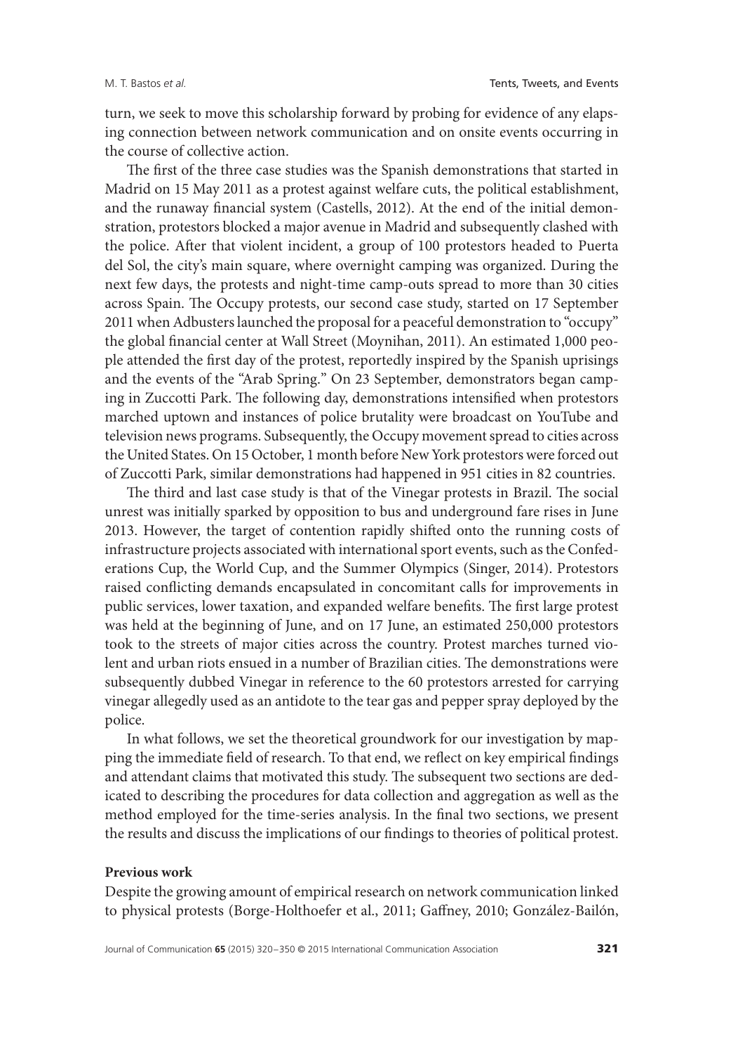turn, we seek to move this scholarship forward by probing for evidence of any elapsing connection between network communication and on onsite events occurring in the course of collective action.

The first of the three case studies was the Spanish demonstrations that started in Madrid on 15 May 2011 as a protest against welfare cuts, the political establishment, and the runaway financial system (Castells, 2012). At the end of the initial demonstration, protestors blocked a major avenue in Madrid and subsequently clashed with the police. After that violent incident, a group of 100 protestors headed to Puerta del Sol, the city's main square, where overnight camping was organized. During the next few days, the protests and night-time camp-outs spread to more than 30 cities across Spain. The Occupy protests, our second case study, started on 17 September 2011 when Adbusters launched the proposal for a peaceful demonstration to "occupy" the global financial center at Wall Street (Moynihan, 2011). An estimated 1,000 people attended the first day of the protest, reportedly inspired by the Spanish uprisings and the events of the "Arab Spring." On 23 September, demonstrators began camping in Zuccotti Park. The following day, demonstrations intensified when protestors marched uptown and instances of police brutality were broadcast on YouTube and television news programs. Subsequently, the Occupy movement spread to cities across the United States. On 15 October, 1 month before New York protestors were forced out of Zuccotti Park, similar demonstrations had happened in 951 cities in 82 countries.

The third and last case study is that of the Vinegar protests in Brazil. The social unrest was initially sparked by opposition to bus and underground fare rises in June 2013. However, the target of contention rapidly shifted onto the running costs of infrastructure projects associated with international sport events, such as the Confederations Cup, the World Cup, and the Summer Olympics (Singer, 2014). Protestors raised conflicting demands encapsulated in concomitant calls for improvements in public services, lower taxation, and expanded welfare benefits. The first large protest was held at the beginning of June, and on 17 June, an estimated 250,000 protestors took to the streets of major cities across the country. Protest marches turned violent and urban riots ensued in a number of Brazilian cities. The demonstrations were subsequently dubbed Vinegar in reference to the 60 protestors arrested for carrying vinegar allegedly used as an antidote to the tear gas and pepper spray deployed by the police.

In what follows, we set the theoretical groundwork for our investigation by mapping the immediate field of research. To that end, we reflect on key empirical findings and attendant claims that motivated this study. The subsequent two sections are dedicated to describing the procedures for data collection and aggregation as well as the method employed for the time-series analysis. In the final two sections, we present the results and discuss the implications of our findings to theories of political protest.

## Previous work

Despite the growing amount of empirical research on network communication linked to physical protests (Borge-Holthoefer et al., 2011; Gaffney, 2010; González-Bailón,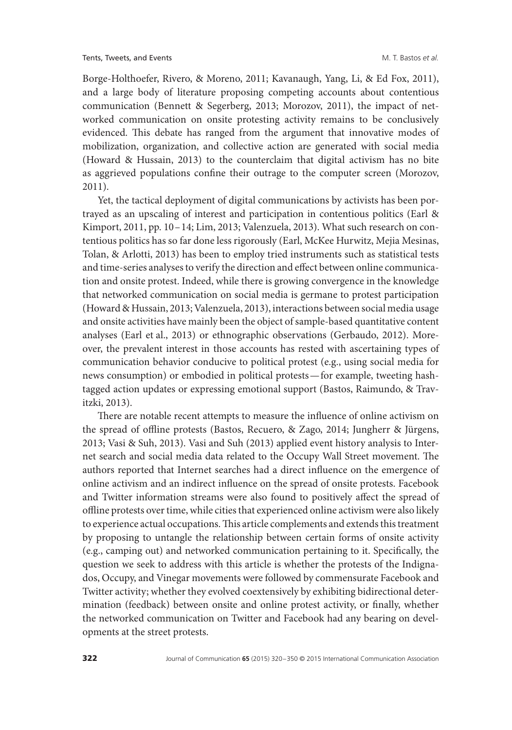Borge-Holthoefer, Rivero, & Moreno, 2011; Kavanaugh, Yang, Li, & Ed Fox, 2011), and a large body of literature proposing competing accounts about contentious communication (Bennett & Segerberg, 2013; Morozov, 2011), the impact of networked communication on onsite protesting activity remains to be conclusively evidenced. This debate has ranged from the argument that innovative modes of mobilization, organization, and collective action are generated with social media (Howard & Hussain, 2013) to the counterclaim that digital activism has no bite as aggrieved populations confine their outrage to the computer screen (Morozov, 2011).

Yet, the tactical deployment of digital communications by activists has been portrayed as an upscaling of interest and participation in contentious politics (Earl & Kimport, 2011, pp. 10–14; Lim, 2013; Valenzuela, 2013). What such research on contentious politics has so far done less rigorously (Earl, McKee Hurwitz, Mejia Mesinas, Tolan, & Arlotti, 2013) has been to employ tried instruments such as statistical tests and time-series analyses to verify the direction and effect between online communication and onsite protest. Indeed, while there is growing convergence in the knowledge that networked communication on social media is germane to protest participation (Howard & Hussain, 2013; Valenzuela, 2013), interactions between social media usage and onsite activities have mainly been the object of sample-based quantitative content analyses (Earl et al., 2013) or ethnographic observations (Gerbaudo, 2012). Moreover, the prevalent interest in those accounts has rested with ascertaining types of communication behavior conducive to political protest (e.g., using social media for news consumption) or embodied in political protests—for example, tweeting hashtagged action updates or expressing emotional support (Bastos, Raimundo, & Travitzki, 2013).

There are notable recent attempts to measure the influence of online activism on the spread of offline protests (Bastos, Recuero, & Zago, 2014; Jungherr & Jürgens, 2013; Vasi & Suh, 2013). Vasi and Suh (2013) applied event history analysis to Internet search and social media data related to the Occupy Wall Street movement. The authors reported that Internet searches had a direct influence on the emergence of online activism and an indirect influence on the spread of onsite protests. Facebook and Twitter information streams were also found to positively affect the spread of offline protests over time, while cities that experienced online activism were also likely to experience actual occupations. This article complements and extends this treatment by proposing to untangle the relationship between certain forms of onsite activity (e.g., camping out) and networked communication pertaining to it. Specifically, the question we seek to address with this article is whether the protests of the Indignados, Occupy, and Vinegar movements were followed by commensurate Facebook and Twitter activity; whether they evolved coextensively by exhibiting bidirectional determination (feedback) between onsite and online protest activity, or finally, whether the networked communication on Twitter and Facebook had any bearing on developments at the street protests.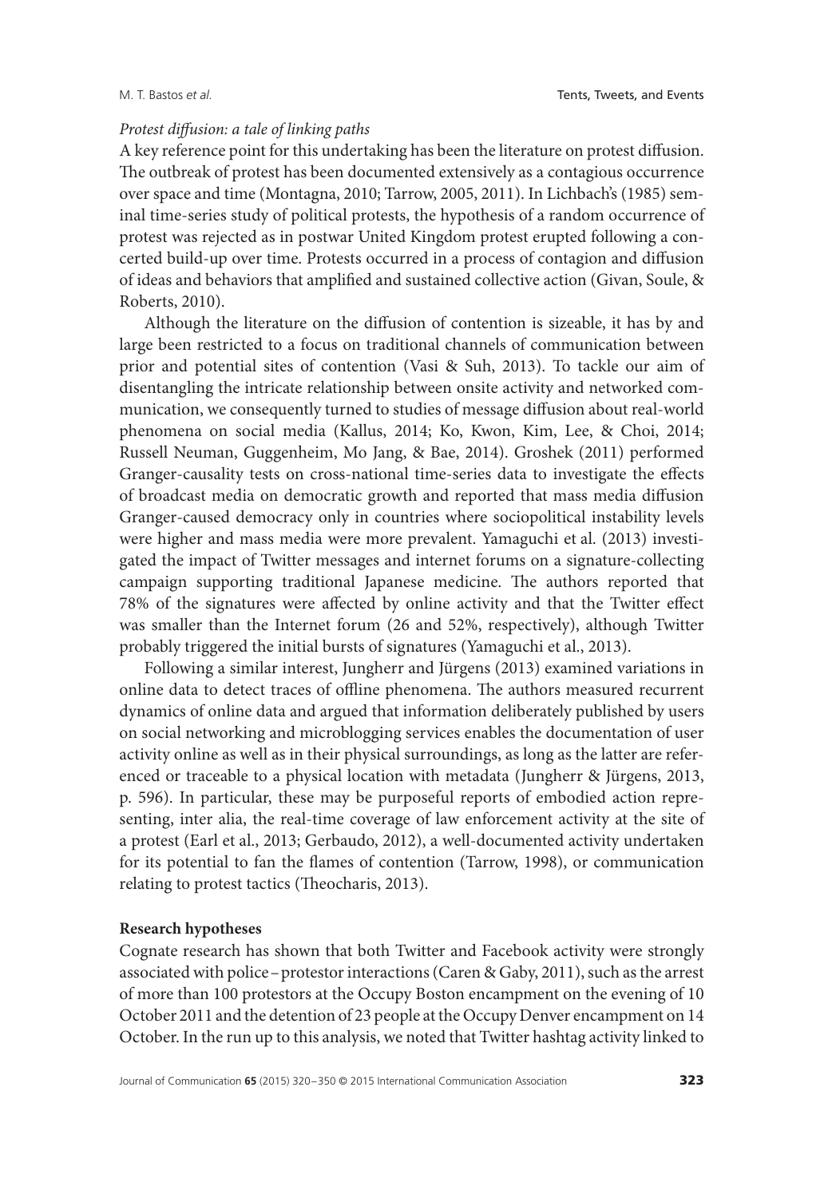*Protest diffusion: a tale of linking paths*

A key reference point for this undertaking has been the literature on protest diffusion. The outbreak of protest has been documented extensively as a contagious occurrence over space and time (Montagna, 2010; Tarrow, 2005, 2011). In Lichbach's (1985) seminal time-series study of political protests, the hypothesis of a random occurrence of protest was rejected as in postwar United Kingdom protest erupted following a concerted build-up over time. Protests occurred in a process of contagion and diffusion of ideas and behaviors that amplified and sustained collective action (Givan, Soule, & Roberts, 2010).

Although the literature on the diffusion of contention is sizeable, it has by and large been restricted to a focus on traditional channels of communication between prior and potential sites of contention (Vasi & Suh, 2013). To tackle our aim of disentangling the intricate relationship between onsite activity and networked communication, we consequently turned to studies of message diffusion about real-world phenomena on social media (Kallus, 2014; Ko, Kwon, Kim, Lee, & Choi, 2014; Russell Neuman, Guggenheim, Mo Jang, & Bae, 2014). Groshek (2011) performed Granger-causality tests on cross-national time-series data to investigate the effects of broadcast media on democratic growth and reported that mass media diffusion Granger-caused democracy only in countries where sociopolitical instability levels were higher and mass media were more prevalent. Yamaguchi et al. (2013) investigated the impact of Twitter messages and internet forums on a signature-collecting campaign supporting traditional Japanese medicine. The authors reported that 78% of the signatures were affected by online activity and that the Twitter effect was smaller than the Internet forum (26 and 52%, respectively), although Twitter probably triggered the initial bursts of signatures (Yamaguchi et al., 2013).

Following a similar interest, Jungherr and Jürgens (2013) examined variations in online data to detect traces of offline phenomena. The authors measured recurrent dynamics of online data and argued that information deliberately published by users on social networking and microblogging services enables the documentation of user activity online as well as in their physical surroundings, as long as the latter are referenced or traceable to a physical location with metadata (Jungherr & Jürgens, 2013, p. 596). In particular, these may be purposeful reports of embodied action representing, inter alia, the real-time coverage of law enforcement activity at the site of a protest (Earl et al., 2013; Gerbaudo, 2012), a well-documented activity undertaken for its potential to fan the flames of contention (Tarrow, 1998), or communication relating to protest tactics (Theocharis, 2013).

**Research hypotheses**

Cognate research has shown that both Twitter and Facebook activity were strongly associated with police – protestor interactions (Caren & Gaby, 2011), such as the arrest of more than 100 protestors at the Occupy Boston encampment on the evening of 10 October 2011 and the detention of 23 people at the Occupy Denver encampment on 14 October. In the run up to this analysis, we noted that Twitter hashtag activity linked to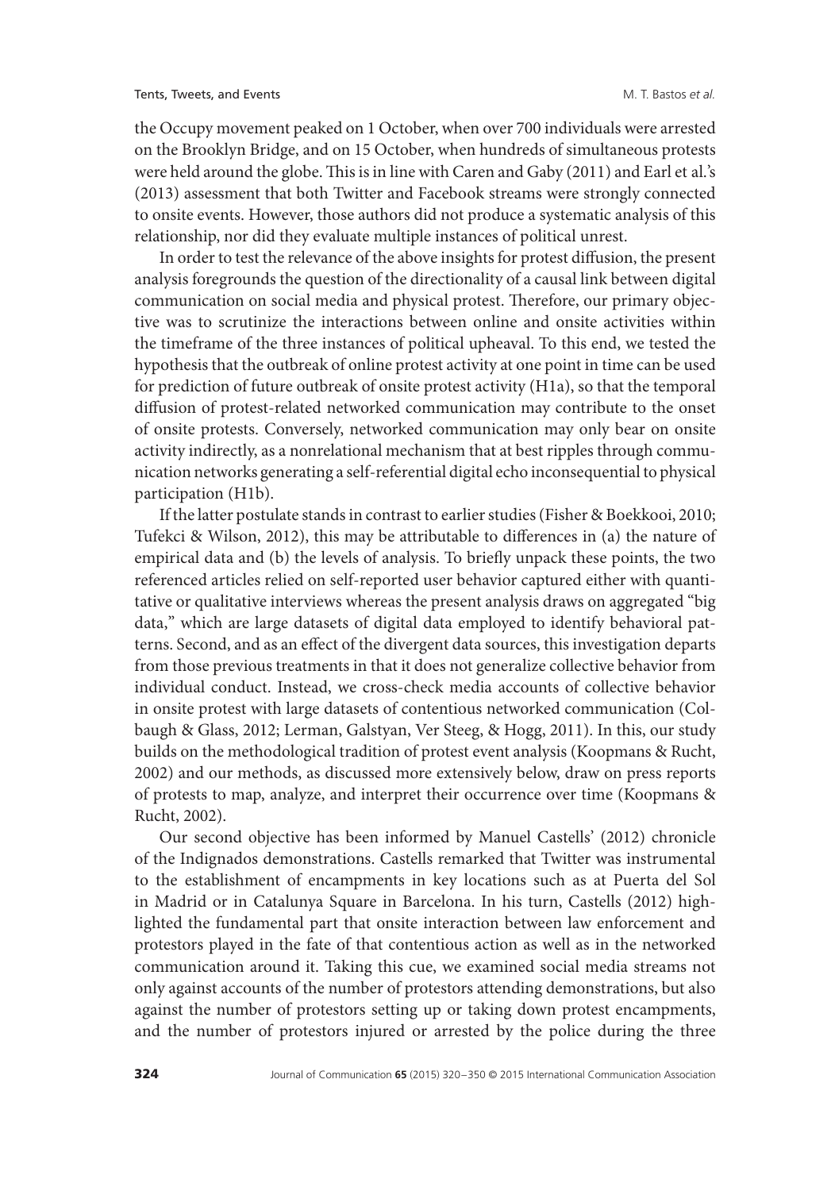the Occupy movement peaked on 1 October, when over 700 individuals were arrested on the Brooklyn Bridge, and on 15 October, when hundreds of simultaneous protests were held around the globe. This is in line with Caren and Gaby (2011) and Earl et al.'s (2013) assessment that both Twitter and Facebook streams were strongly connected to onsite events. However, those authors did not produce a systematic analysis of this relationship, nor did they evaluate multiple instances of political unrest.

In order to test the relevance of the above insights for protest diffusion, the present analysis foregrounds the question of the directionality of a causal link between digital communication on social media and physical protest. Therefore, our primary objective was to scrutinize the interactions between online and onsite activities within the timeframe of the three instances of political upheaval. To this end, we tested the hypothesis that the outbreak of online protest activity at one point in time can be used for prediction of future outbreak of onsite protest activity (H1a), so that the temporal diffusion of protest-related networked communication may contribute to the onset of onsite protests. Conversely, networked communication may only bear on onsite activity indirectly, as a nonrelational mechanism that at best ripples through communication networks generating a self-referential digital echo inconsequential to physical participation (H1b).

If the latter postulate stands in contrast to earlier studies (Fisher & Boekkooi, 2010; Tufekci & Wilson, 2012), this may be attributable to differences in (a) the nature of empirical data and (b) the levels of analysis. To briefly unpack these points, the two referenced articles relied on self-reported user behavior captured either with quantitative or qualitative interviews whereas the present analysis draws on aggregated "big data," which are large datasets of digital data employed to identify behavioral patterns. Second, and as an effect of the divergent data sources, this investigation departs from those previous treatments in that it does not generalize collective behavior from individual conduct. Instead, we cross-check media accounts of collective behavior in onsite protest with large datasets of contentious networked communication (Colbaugh & Glass, 2012; Lerman, Galstyan, Ver Steeg, & Hogg, 2011). In this, our study builds on the methodological tradition of protest event analysis (Koopmans & Rucht, 2002) and our methods, as discussed more extensively below, draw on press reports of protests to map, analyze, and interpret their occurrence over time (Koopmans & Rucht, 2002).

Our second objective has been informed by Manuel Castells' (2012) chronicle of the Indignados demonstrations. Castells remarked that Twitter was instrumental to the establishment of encampments in key locations such as at Puerta del Sol in Madrid or in Catalunya Square in Barcelona. In his turn, Castells (2012) highlighted the fundamental part that onsite interaction between law enforcement and protestors played in the fate of that contentious action as well as in the networked communication around it. Taking this cue, we examined social media streams not only against accounts of the number of protestors attending demonstrations, but also against the number of protestors setting up or taking down protest encampments, and the number of protestors injured or arrested by the police during the three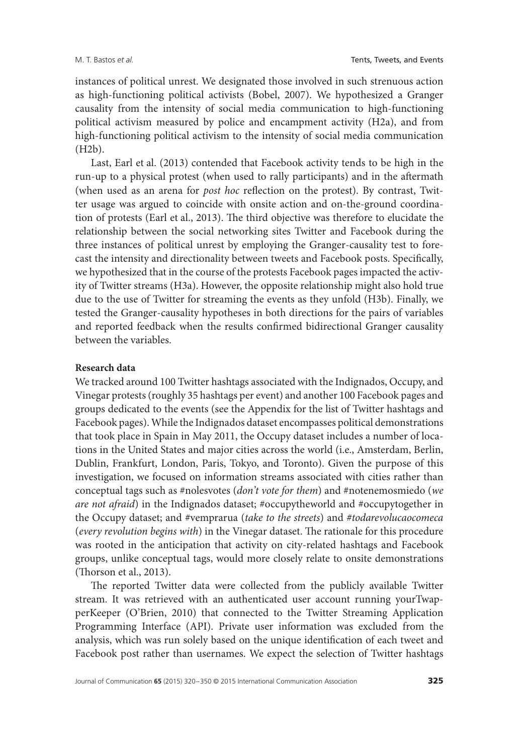instances of political unrest. We designated those involved in such strenuous action as high-functioning political activists (Bobel, 2007). We hypothesized a Granger causality from the intensity of social media communication to high-functioning political activism measured by police and encampment activity (H2a), and from high-functioning political activism to the intensity of social media communication (H2b).

Last, Earl et al. (2013) contended that Facebook activity tends to be high in the run-up to a physical protest (when used to rally participants) and in the aftermath (when used as an arena for *post hoc* reflection on the protest). By contrast, Twitter usage was argued to coincide with onsite action and on-the-ground coordination of protests (Earl et al., 2013). The third objective was therefore to elucidate the relationship between the social networking sites Twitter and Facebook during the three instances of political unrest by employing the Granger-causality test to forecast the intensity and directionality between tweets and Facebook posts. Specifically, we hypothesized that in the course of the protests Facebook pages impacted the activity of Twitter streams (H3a). However, the opposite relationship might also hold true due to the use of Twitter for streaming the events as they unfold (H3b). Finally, we tested the Granger-causality hypotheses in both directions for the pairs of variables and reported feedback when the results confirmed bidirectional Granger causality between the variables.

**Research data**

We tracked around 100 Twitter hashtags associated with the Indignados, Occupy, and Vinegar protests (roughly 35 hashtags per event) and another 100 Facebook pages and groups dedicated to the events (see the Appendix for the list of Twitter hashtags and Facebook pages). While the Indignados dataset encompasses political demonstrations that took place in Spain in May 2011, the Occupy dataset includes a number of locations in the United States and major cities across the world (i.e., Amsterdam, Berlin, Dublin, Frankfurt, London, Paris, Tokyo, and Toronto). Given the purpose of this investigation, we focused on information streams associated with cities rather than conceptual tags such as #nolesvotes (*don't vote for them*) and #notenemosmiedo (*we are not afraid*) in the Indignados dataset; #occupytheworld and #occupytogether in the Occupy dataset; and #vemprarua (*take to the streets*) and *#todarevolucaocomeca* (*every revolution begins with*) in the Vinegar dataset. The rationale for this procedure was rooted in the anticipation that activity on city-related hashtags and Facebook groups, unlike conceptual tags, would more closely relate to onsite demonstrations (Thorson et al., 2013).

The reported Twitter data were collected from the publicly available Twitter stream. It was retrieved with an authenticated user account running yourTwapperKeeper (O'Brien, 2010) that connected to the Twitter Streaming Application Programming Interface (API). Private user information was excluded from the analysis, which was run solely based on the unique identification of each tweet and Facebook post rather than usernames. We expect the selection of Twitter hashtags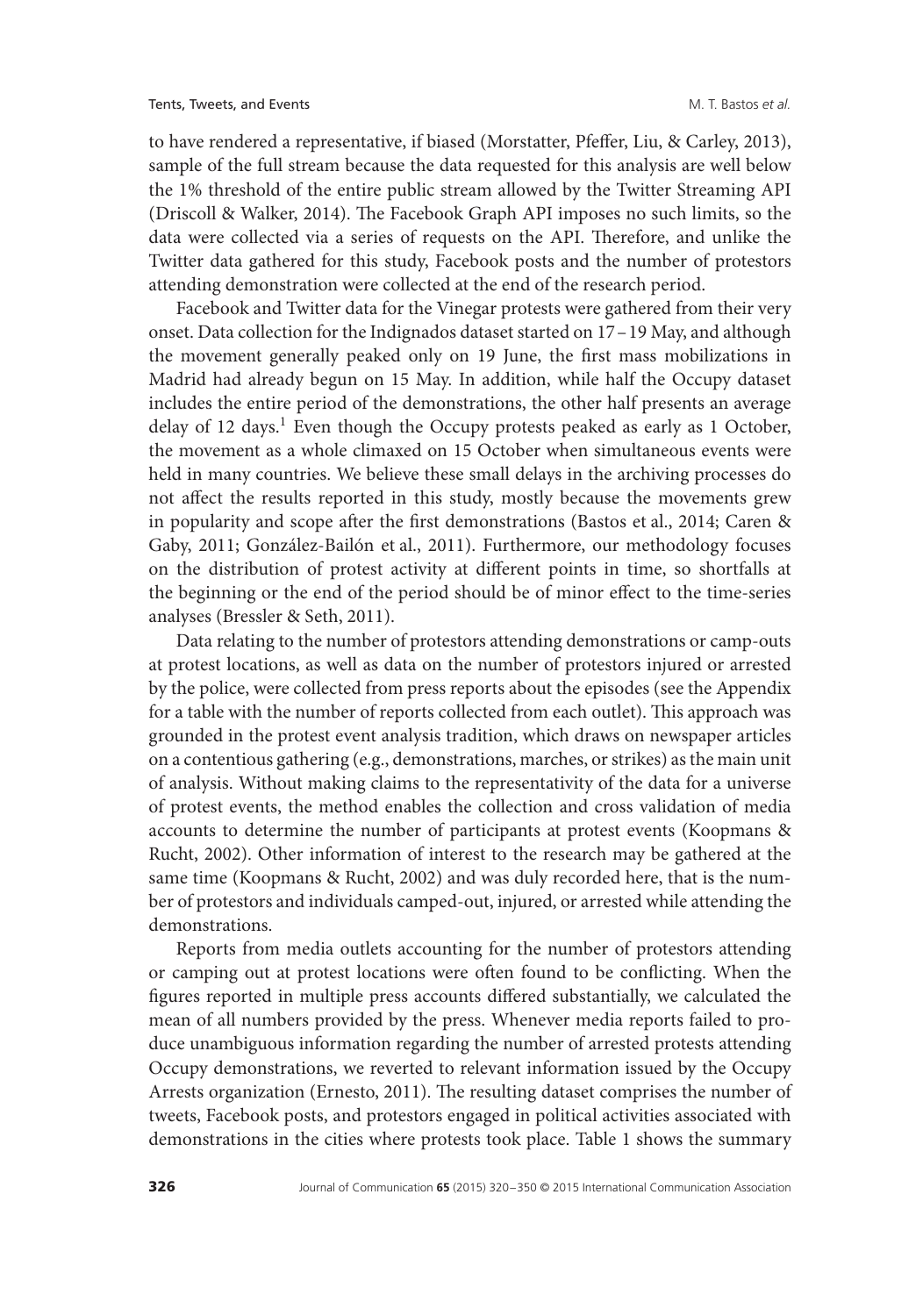to have rendered a representative, if biased (Morstatter, Pfeffer, Liu, & Carley, 2013), sample of the full stream because the data requested for this analysis are well below the 1% threshold of the entire public stream allowed by the Twitter Streaming API (Driscoll & Walker, 2014). The Facebook Graph API imposes no such limits, so the data were collected via a series of requests on the API. Therefore, and unlike the Twitter data gathered for this study, Facebook posts and the number of protestors attending demonstration were collected at the end of the research period.

Facebook and Twitter data for the Vinegar protests were gathered from their very onset. Data collection for the Indignados dataset started on 17 – 19 May, and although the movement generally peaked only on 19 June, the first mass mobilizations in Madrid had already begun on 15 May. In addition, while half the Occupy dataset includes the entire period of the demonstrations, the other half presents an average delay of 12 days.[1] Even though the Occupy protests peaked as early as 1 October, the movement as a whole climaxed on 15 October when simultaneous events were held in many countries. We believe these small delays in the archiving processes do not affect the results reported in this study, mostly because the movements grew in popularity and scope after the first demonstrations (Bastos et al., 2014; Caren & Gaby, 2011; González-Bailón et al., 2011). Furthermore, our methodology focuses on the distribution of protest activity at different points in time, so shortfalls at the beginning or the end of the period should be of minor effect to the time-series analyses (Bressler & Seth, 2011).

Data relating to the number of protestors attending demonstrations or camp-outs at protest locations, as well as data on the number of protestors injured or arrested by the police, were collected from press reports about the episodes (see the Appendix for a table with the number of reports collected from each outlet). This approach was grounded in the protest event analysis tradition, which draws on newspaper articles on a contentious gathering (e.g., demonstrations, marches, or strikes) as the main unit of analysis. Without making claims to the representativity of the data for a universe of protest events, the method enables the collection and cross validation of media accounts to determine the number of participants at protest events (Koopmans & Rucht, 2002). Other information of interest to the research may be gathered at the same time (Koopmans & Rucht, 2002) and was duly recorded here, that is the number of protestors and individuals camped-out, injured, or arrested while attending the demonstrations.

Reports from media outlets accounting for the number of protestors attending or camping out at protest locations were often found to be conflicting. When the figures reported in multiple press accounts differed substantially, we calculated the mean of all numbers provided by the press. Whenever media reports failed to produce unambiguous information regarding the number of arrested protests attending Occupy demonstrations, we reverted to relevant information issued by the Occupy Arrests organization (Ernesto, 2011). The resulting dataset comprises the number of tweets, Facebook posts, and protestors engaged in political activities associated with demonstrations in the cities where protests took place. Table 1 shows the summary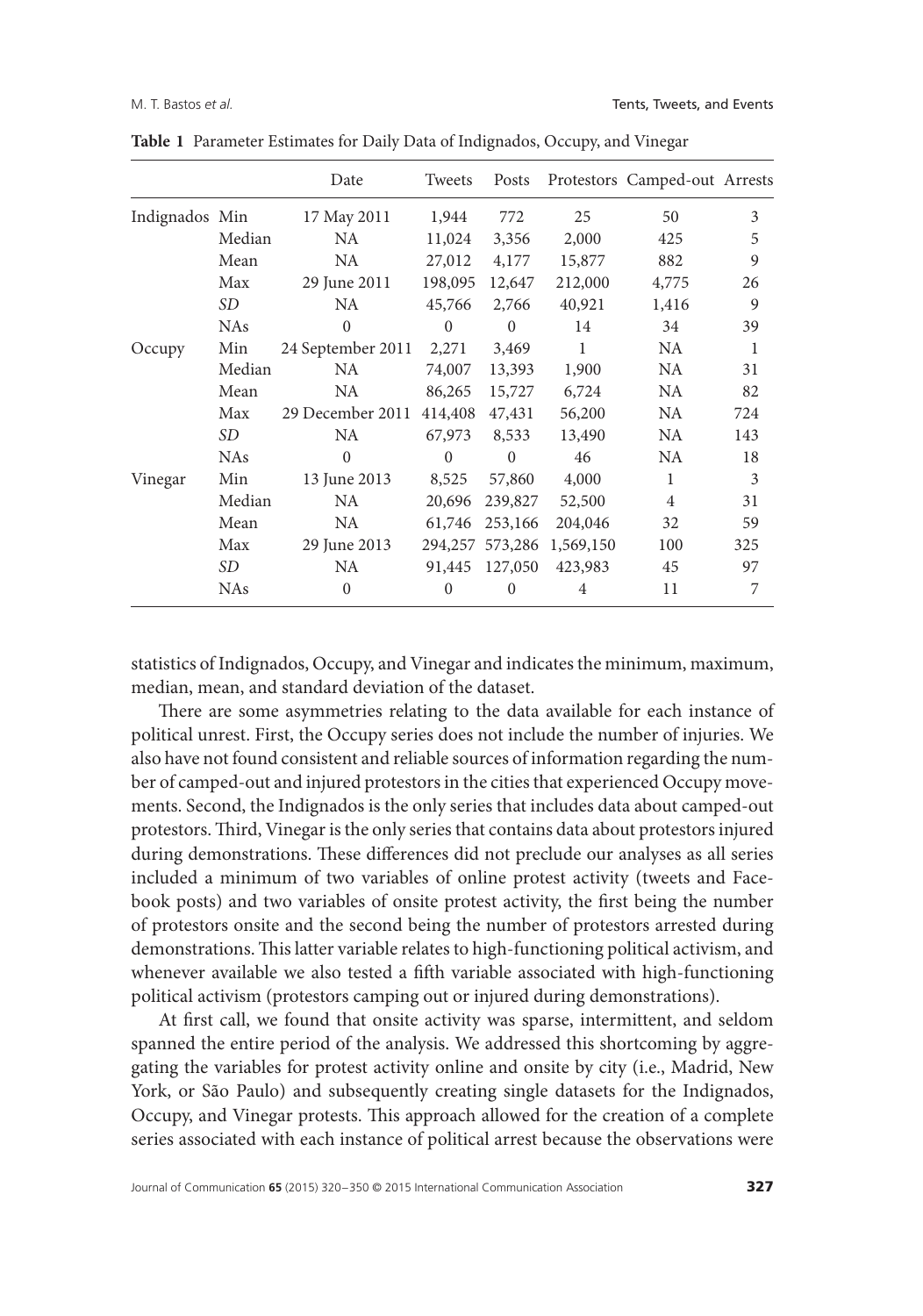**Table 1** Parameter Estimates for Daily Data of Indignados, Occupy, and Vinegar

| | | Date | Tweets | Posts | Protestors | Camped-out | Arrests |
|---|---|---|---|---|---|---|---|
| Indignados | Min | 17 May 2011 | 1,944 | 772 | 25 | 50 | 3 |
| | Median | NA | 11,024 | 3,356 | 2,000 | 425 | 5 |
| | Mean | NA | 27,012 | 4,177 | 15,877 | 882 | 9 |
| | Max | 29 June 2011 | 198,095 | 12,647 | 212,000 | 4,775 | 26 |
| | *SD* | NA | 45,766 | 2,766 | 40,921 | 1,416 | 9 |
| | NAs | 0 | 0 | 0 | 14 | 34 | 39 |
| Occupy | Min | 24 September 2011 | 2,271 | 3,469 | 1 | NA | 1 |
| | Median | NA | 74,007 | 13,393 | 1,900 | NA | 31 |
| | Mean | NA | 86,265 | 15,727 | 6,724 | NA | 82 |
| | Max | 29 December 2011 | 414,408 | 47,431 | 56,200 | NA | 724 |
| | *SD* | NA | 67,973 | 8,533 | 13,490 | NA | 143 |
| | NAs | 0 | 0 | 0 | 46 | NA | 18 |
| Vinegar | Min | 13 June 2013 | 8,525 | 57,860 | 4,000 | 1 | 3 |
| | Median | NA | 20,696 | 239,827 | 52,500 | 4 | 31 |
| | Mean | NA | 61,746 | 253,166 | 204,046 | 32 | 59 |
| | Max | 29 June 2013 | 294,257 | 573,286 | 1,569,150 | 100 | 325 |
| | *SD* | NA | 91,445 | 127,050 | 423,983 | 45 | 97 |
| | NAs | 0 | 0 | 0 | 4 | 11 | 7 |

statistics of Indignados, Occupy, and Vinegar and indicates the minimum, maximum, median, mean, and standard deviation of the dataset.

There are some asymmetries relating to the data available for each instance of political unrest. First, the Occupy series does not include the number of injuries. We also have not found consistent and reliable sources of information regarding the number of camped-out and injured protestors in the cities that experienced Occupy movements. Second, the Indignados is the only series that includes data about camped-out protestors. Third, Vinegar is the only series that contains data about protestors injured during demonstrations. These differences did not preclude our analyses as all series included a minimum of two variables of online protest activity (tweets and Facebook posts) and two variables of onsite protest activity, the first being the number of protestors onsite and the second being the number of protestors arrested during demonstrations. This latter variable relates to high-functioning political activism, and whenever available we also tested a fifth variable associated with high-functioning political activism (protestors camping out or injured during demonstrations).

At first call, we found that onsite activity was sparse, intermittent, and seldom spanned the entire period of the analysis. We addressed this shortcoming by aggregating the variables for protest activity online and onsite by city (i.e., Madrid, New York, or São Paulo) and subsequently creating single datasets for the Indignados, Occupy, and Vinegar protests. This approach allowed for the creation of a complete series associated with each instance of political arrest because the observations were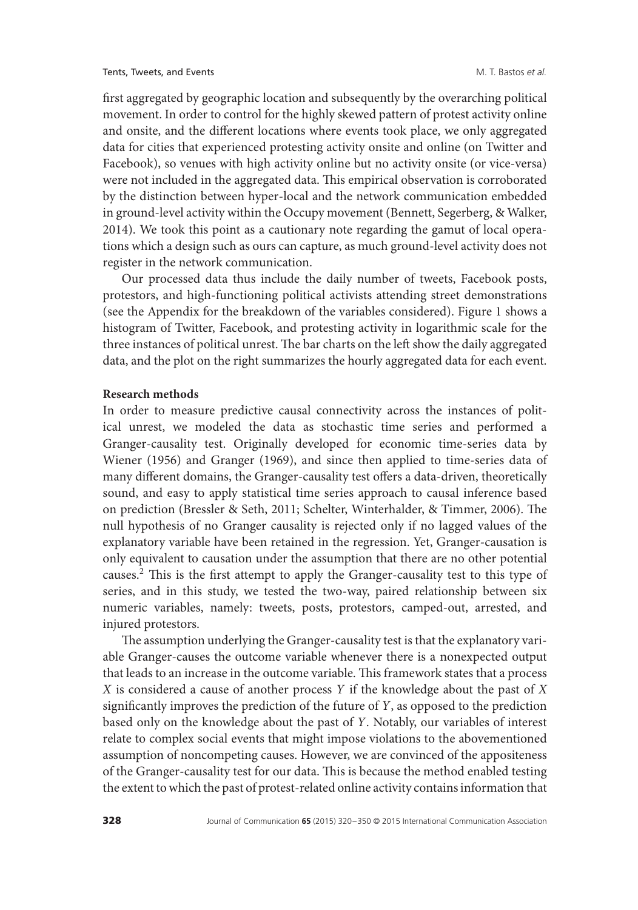first aggregated by geographic location and subsequently by the overarching political movement. In order to control for the highly skewed pattern of protest activity online and onsite, and the different locations where events took place, we only aggregated data for cities that experienced protesting activity onsite and online (on Twitter and Facebook), so venues with high activity online but no activity onsite (or vice-versa) were not included in the aggregated data. This empirical observation is corroborated by the distinction between hyper-local and the network communication embedded in ground-level activity within the Occupy movement (Bennett, Segerberg, & Walker, 2014). We took this point as a cautionary note regarding the gamut of local operations which a design such as ours can capture, as much ground-level activity does not register in the network communication.

Our processed data thus include the daily number of tweets, Facebook posts, protestors, and high-functioning political activists attending street demonstrations (see the Appendix for the breakdown of the variables considered). Figure 1 shows a histogram of Twitter, Facebook, and protesting activity in logarithmic scale for the three instances of political unrest. The bar charts on the left show the daily aggregated data, and the plot on the right summarizes the hourly aggregated data for each event.

**Research methods**

In order to measure predictive causal connectivity across the instances of political unrest, we modeled the data as stochastic time series and performed a Granger-causality test. Originally developed for economic time-series data by Wiener (1956) and Granger (1969), and since then applied to time-series data of many different domains, the Granger-causality test offers a data-driven, theoretically sound, and easy to apply statistical time series approach to causal inference based on prediction (Bressler & Seth, 2011; Schelter, Winterhalder, & Timmer, 2006). The null hypothesis of no Granger causality is rejected only if no lagged values of the explanatory variable have been retained in the regression. Yet, Granger-causation is only equivalent to causation under the assumption that there are no other potential causes.[2] This is the first attempt to apply the Granger-causality test to this type of series, and in this study, we tested the two-way, paired relationship between six numeric variables, namely: tweets, posts, protestors, camped-out, arrested, and injured protestors.

The assumption underlying the Granger-causality test is that the explanatory variable Granger-causes the outcome variable whenever there is a nonexpected output that leads to an increase in the outcome variable. This framework states that a process $X$ is considered a cause of another process $Y$ if the knowledge about the past of $X$ significantly improves the prediction of the future of $Y$, as opposed to the prediction based only on the knowledge about the past of $Y$. Notably, our variables of interest relate to complex social events that might impose violations to the abovementioned assumption of noncompeting causes. However, we are convinced of the appositeness of the Granger-causality test for our data. This is because the method enabled testing the extent to which the past of protest-related online activity contains information that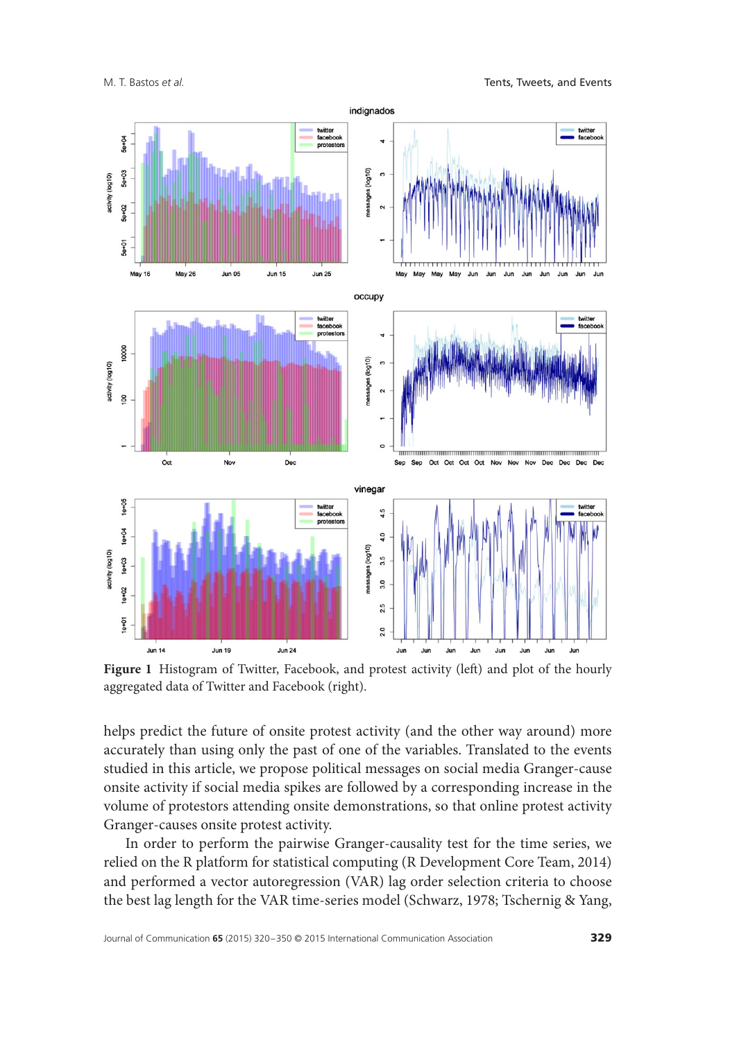indignados

twitter
facebook
protestors

activity (log10)

5e+04
5e+03
5e+02
5e+01

May 16 May 26 Jun 05 Jun 15 Jun 25

twitter
facebook

messages (log10)

4
3
2
1

May May May May Jun Jun Jun Jun Jun Jun Jun Jun

occupy

twitter
facebook
protestors

activity (log10)

10000
100
1

Oct Nov Dec

twitter
facebook

messages (log10)

4
3
2
1
0

Sep Sep Oct Oct Oct Oct Nov Nov Nov Dec Dec Dec Dec

vinegar

twitter
facebook
protestors

activity (log10)

1e+05
1e+04
1e+03
1e+02
1e+01

Jun 14 Jun 19 Jun 24

twitter
facebook

messages (log10)

4.5
4.0
3.5
3.0
2.5
2.0

Jun Jun Jun Jun Jun Jun Jun Jun

**Figure 1** Histogram of Twitter, Facebook, and protest activity (left) and plot of the hourly aggregated data of Twitter and Facebook (right).

helps predict the future of onsite protest activity (and the other way around) more accurately than using only the past of one of the variables. Translated to the events studied in this article, we propose political messages on social media Granger-cause onsite activity if social media spikes are followed by a corresponding increase in the volume of protestors attending onsite demonstrations, so that online protest activity Granger-causes onsite protest activity.

In order to perform the pairwise Granger-causality test for the time series, we relied on the R platform for statistical computing (R Development Core Team, 2014) and performed a vector autoregression (VAR) lag order selection criteria to choose the best lag length for the VAR time-series model (Schwarz, 1978; Tschernig & Yang,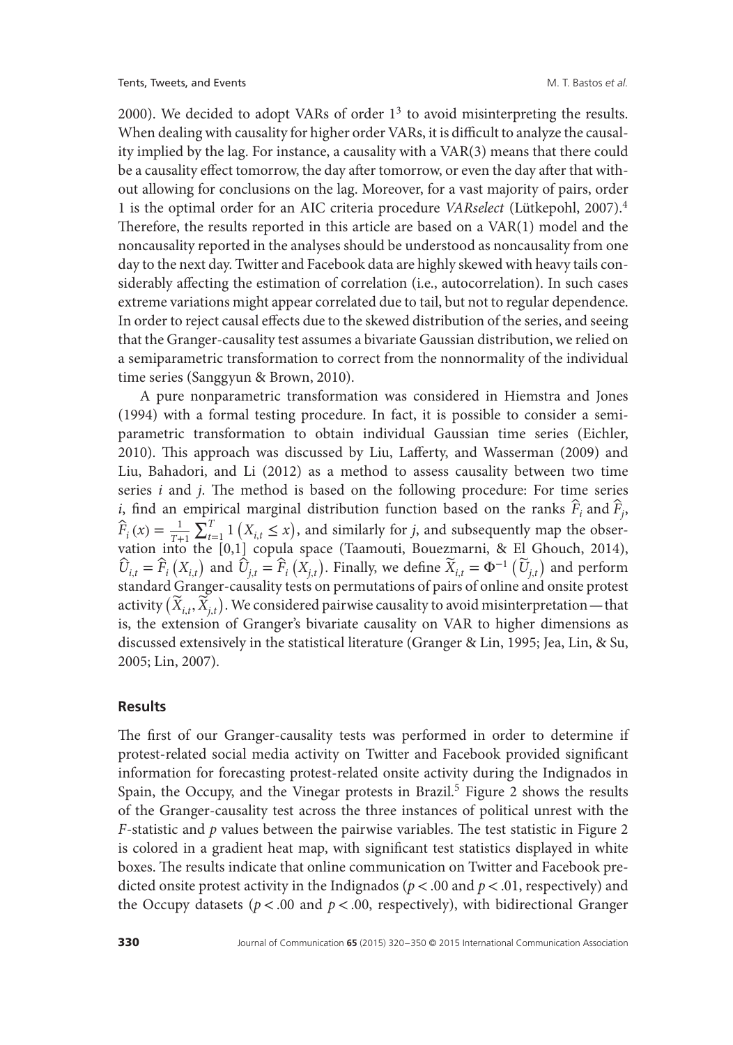2000). We decided to adopt VARs of order 1[3] to avoid misinterpreting the results. When dealing with causality for higher order VARs, it is difficult to analyze the causality implied by the lag. For instance, a causality with a VAR(3) means that there could be a causality effect tomorrow, the day after tomorrow, or even the day after that without allowing for conclusions on the lag. Moreover, for a vast majority of pairs, order 1 is the optimal order for an AIC criteria procedure *VARselect* (Lütkepohl, 2007).[4] Therefore, the results reported in this article are based on a VAR(1) model and the noncausality reported in the analyses should be understood as noncausality from one day to the next day. Twitter and Facebook data are highly skewed with heavy tails considerably affecting the estimation of correlation (i.e., autocorrelation). In such cases extreme variations might appear correlated due to tail, but not to regular dependence. In order to reject causal effects due to the skewed distribution of the series, and seeing that the Granger-causality test assumes a bivariate Gaussian distribution, we relied on a semiparametric transformation to correct from the nonnormality of the individual time series (Sanggyun & Brown, 2010).

A pure nonparametric transformation was considered in Hiemstra and Jones (1994) with a formal testing procedure. In fact, it is possible to consider a semiparametric transformation to obtain individual Gaussian time series (Eichler, 2010). This approach was discussed by Liu, Lafferty, and Wasserman (2009) and Liu, Bahadori, and Li (2012) as a method to assess causality between two time series $i$ and $j$. The method is based on the following procedure: For time series $i$, find an empirical marginal distribution function based on the ranks $\widehat{F}_i$ and $\widehat{F}_j$, $\widehat{F}_i(x) = \frac{1}{T+1}\sum_{t=1}^{T} 1\left(X_{i,t} \leq x\right)$, and similarly for $j$, and subsequently map the observation into the [0,1] copula space (Taamouti, Bouezmarni, & El Ghouch, 2014), $\widehat{U}_{i,t} = \widehat{F}_i\left(X_{i,t}\right)$ and $\widehat{U}_{j,t} = \widehat{F}_i\left(X_{j,t}\right)$. Finally, we define $\widetilde{X}_{i,t} = \Phi^{-1}\left(\widetilde{U}_{j,t}\right)$ and perform standard Granger-causality tests on permutations of pairs of online and onsite protest activity $\left(\widetilde{X}_{i,t}, \widetilde{X}_{j,t}\right)$. We considered pairwise causality to avoid misinterpretation—that is, the extension of Granger's bivariate causality on VAR to higher dimensions as discussed extensively in the statistical literature (Granger & Lin, 1995; Jea, Lin, & Su, 2005; Lin, 2007).

## Results

The first of our Granger-causality tests was performed in order to determine if protest-related social media activity on Twitter and Facebook provided significant information for forecasting protest-related onsite activity during the Indignados in Spain, the Occupy, and the Vinegar protests in Brazil.[5] Figure 2 shows the results of the Granger-causality test across the three instances of political unrest with the $F$-statistic and $p$ values between the pairwise variables. The test statistic in Figure 2 is colored in a gradient heat map, with significant test statistics displayed in white boxes. The results indicate that online communication on Twitter and Facebook predicted onsite protest activity in the Indignados ($p < .00$ and $p < .01$, respectively) and the Occupy datasets ($p < .00$ and $p < .00$, respectively), with bidirectional Granger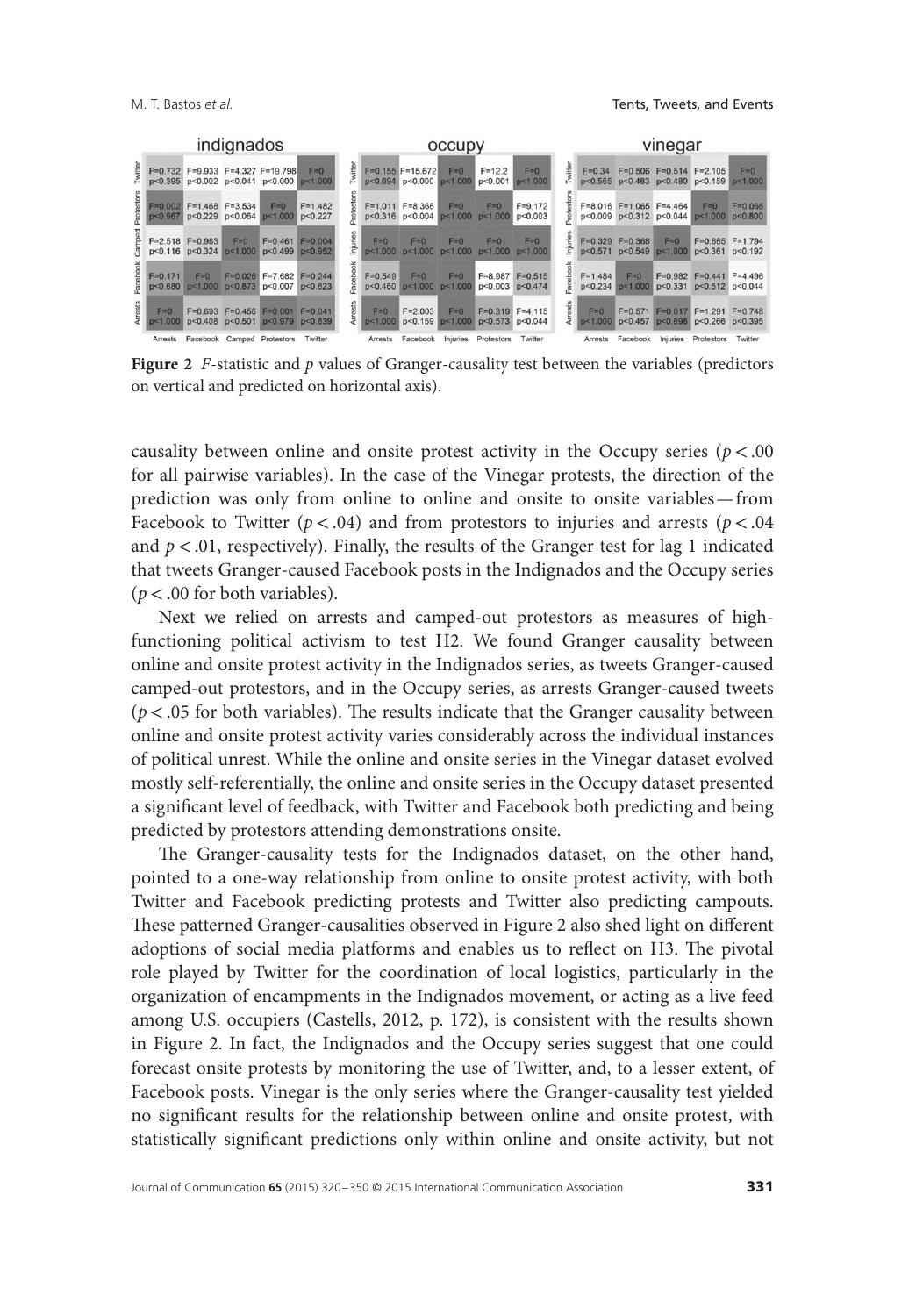indignados

Twitter
F=0.732 p<0.395 F=9.933 p<0.002 F=4.327 p<0.041 F=19.798 p<0.000 F=0 p<1.000

Protestors
F=0.002 p<0.967 F=1.468 p<0.229 F=3.534 p<0.064 F=0 p<1.000 F=1.482 p<0.227

Camped
F=2.518 p<0.116 F=0.983 p<0.324 F=0 p<1.000 F=0.461 p<0.499 F=0.004 p<0.952

Facebook
F=0.171 p<0.680 F=0 p<1.000 F=0.026 p<0.873 F=7.682 p<0.007 F=0.244 p<0.623

Arrests
F=0 p<1.000 F=0.693 p<0.408 F=0.456 p<0.501 F=0.001 p<0.979 F=0.041 p<0.839

Arrests Facebook Camped Protestors Twitter

occupy

Twitter
F=0.155 p<0.694 F=15.672 p<0.000 F=0 p<1.000 F=12.2 p<0.001 F=0 p<1.000

Protestors
F=1.011 p<0.316 F=8.366 p<0.004 F=0 p<1.000 F=0 p<1.000 F=9.172 p<0.003

Injuries
F=0 p<1.000 F=0 p<1.000 F=0 p<1.000 F=0 p<1.000 F=0 p<1.000

Facebook
F=0.549 p<0.460 F=0 p<1.000 F=0 p<1.000 F=8.987 p<0.003 F=0.515 p<0.474

Arrests
F=0 p<1.000 F=2.003 p<0.159 F=0 p<1.000 F=0.319 p<0.573 F=4.115 p<0.044

Arrests Facebook Injuries Protestors Twitter

vinegar

Twitter
F=0.34 p<0.565 F=0.506 p<0.483 F=0.514 p<0.480 F=2.105 p<0.159 F=0 p<1.000

Protestors
F=8.016 p<0.009 F=1.065 p<0.312 F=4.464 p<0.044 F=0 p<1.000 F=0.066 p<0.800

Injuries
F=0.329 p<0.571 F=0.368 p<0.549 F=0 p<1.000 F=0.865 p<0.361 F=1.794 p<0.192

Facebook
F=1.484 p<0.234 F=0 p<1.000 F=0.982 p<0.331 F=0.441 p<0.512 F=4.496 p<0.044

Arrests
F=0 p<1.000 F=0.571 p<0.457 F=0.017 p<0.898 F=1.291 p<0.266 F=0.748 p<0.395

Arrests Facebook Injuries Protestors Twitter

**Figure 2** *F*-statistic and *p* values of Granger-causality test between the variables (predictors on vertical and predicted on horizontal axis).

causality between online and onsite protest activity in the Occupy series ($p < .00$ for all pairwise variables). In the case of the Vinegar protests, the direction of the prediction was only from online to online and onsite to onsite variables—from Facebook to Twitter ($p < .04$) and from protestors to injuries and arrests ($p < .04$ and $p < .01$, respectively). Finally, the results of the Granger test for lag 1 indicated that tweets Granger-caused Facebook posts in the Indignados and the Occupy series ($p < .00$ for both variables).

Next we relied on arrests and camped-out protestors as measures of high-functioning political activism to test H2. We found Granger causality between online and onsite protest activity in the Indignados series, as tweets Granger-caused camped-out protestors, and in the Occupy series, as arrests Granger-caused tweets ($p < .05$ for both variables). The results indicate that the Granger causality between online and onsite protest activity varies considerably across the individual instances of political unrest. While the online and onsite series in the Vinegar dataset evolved mostly self-referentially, the online and onsite series in the Occupy dataset presented a significant level of feedback, with Twitter and Facebook both predicting and being predicted by protestors attending demonstrations onsite.

The Granger-causality tests for the Indignados dataset, on the other hand, pointed to a one-way relationship from online to onsite protest activity, with both Twitter and Facebook predicting protests and Twitter also predicting campouts. These patterned Granger-causalities observed in Figure 2 also shed light on different adoptions of social media platforms and enables us to reflect on H3. The pivotal role played by Twitter for the coordination of local logistics, particularly in the organization of encampments in the Indignados movement, or acting as a live feed among U.S. occupiers (Castells, 2012, p. 172), is consistent with the results shown in Figure 2. In fact, the Indignados and the Occupy series suggest that one could forecast onsite protests by monitoring the use of Twitter, and, to a lesser extent, of Facebook posts. Vinegar is the only series where the Granger-causality test yielded no significant results for the relationship between online and onsite protest, with statistically significant predictions only within online and onsite activity, but not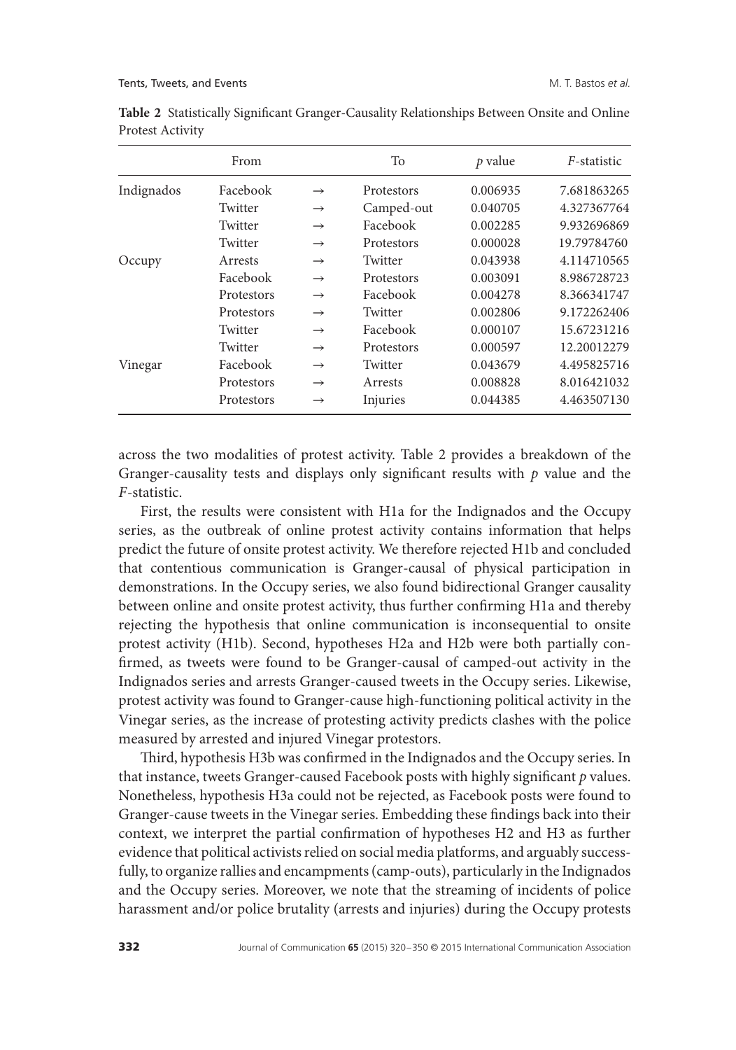**Table 2** Statistically Significant Granger-Causality Relationships Between Onsite and Online Protest Activity

| | From | | To | $p$ value | $F$-statistic |
|---|---|---|---|---|---|
| Indignados | Facebook | → | Protestors | 0.006935 | 7.681863265 |
| | Twitter | → | Camped-out | 0.040705 | 4.327367764 |
| | Twitter | → | Facebook | 0.002285 | 9.932696869 |
| | Twitter | → | Protestors | 0.000028 | 19.79784760 |
| Occupy | Arrests | → | Twitter | 0.043938 | 4.114710565 |
| | Facebook | → | Protestors | 0.003091 | 8.986728723 |
| | Protestors | → | Facebook | 0.004278 | 8.366341747 |
| | Protestors | → | Twitter | 0.002806 | 9.172262406 |
| | Twitter | → | Facebook | 0.000107 | 15.67231216 |
| | Twitter | → | Protestors | 0.000597 | 12.20012279 |
| Vinegar | Facebook | → | Twitter | 0.043679 | 4.495825716 |
| | Protestors | → | Arrests | 0.008828 | 8.016421032 |
| | Protestors | → | Injuries | 0.044385 | 4.463507130 |

across the two modalities of protest activity. Table 2 provides a breakdown of the Granger-causality tests and displays only significant results with $p$ value and the $F$-statistic.

First, the results were consistent with H1a for the Indignados and the Occupy series, as the outbreak of online protest activity contains information that helps predict the future of onsite protest activity. We therefore rejected H1b and concluded that contentious communication is Granger-causal of physical participation in demonstrations. In the Occupy series, we also found bidirectional Granger causality between online and onsite protest activity, thus further confirming H1a and thereby rejecting the hypothesis that online communication is inconsequential to onsite protest activity (H1b). Second, hypotheses H2a and H2b were both partially confirmed, as tweets were found to be Granger-causal of camped-out activity in the Indignados series and arrests Granger-caused tweets in the Occupy series. Likewise, protest activity was found to Granger-cause high-functioning political activity in the Vinegar series, as the increase of protesting activity predicts clashes with the police measured by arrested and injured Vinegar protestors.

Third, hypothesis H3b was confirmed in the Indignados and the Occupy series. In that instance, tweets Granger-caused Facebook posts with highly significant $p$ values. Nonetheless, hypothesis H3a could not be rejected, as Facebook posts were found to Granger-cause tweets in the Vinegar series. Embedding these findings back into their context, we interpret the partial confirmation of hypotheses H2 and H3 as further evidence that political activists relied on social media platforms, and arguably successfully, to organize rallies and encampments (camp-outs), particularly in the Indignados and the Occupy series. Moreover, we note that the streaming of incidents of police harassment and/or police brutality (arrests and injuries) during the Occupy protests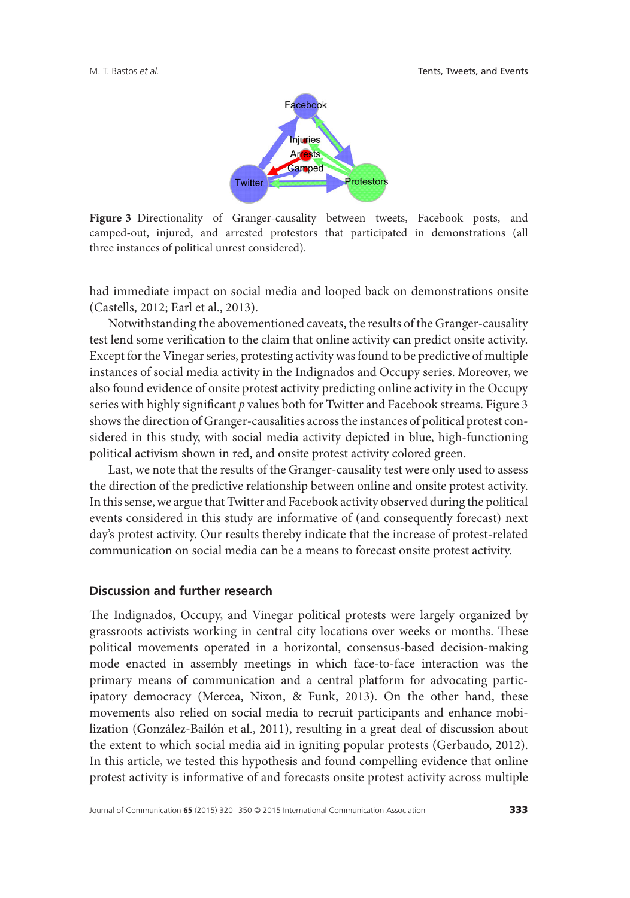Facebook

Injuries

Arrests

Camped

Twitter

Protestors

**Figure 3** Directionality of Granger-causality between tweets, Facebook posts, and camped-out, injured, and arrested protestors that participated in demonstrations (all three instances of political unrest considered).

had immediate impact on social media and looped back on demonstrations onsite (Castells, 2012; Earl et al., 2013).

Notwithstanding the abovementioned caveats, the results of the Granger-causality test lend some verification to the claim that online activity can predict onsite activity. Except for the Vinegar series, protesting activity was found to be predictive of multiple instances of social media activity in the Indignados and Occupy series. Moreover, we also found evidence of onsite protest activity predicting online activity in the Occupy series with highly significant $p$ values both for Twitter and Facebook streams. Figure 3 shows the direction of Granger-causalities across the instances of political protest considered in this study, with social media activity depicted in blue, high-functioning political activism shown in red, and onsite protest activity colored green.

Last, we note that the results of the Granger-causality test were only used to assess the direction of the predictive relationship between online and onsite protest activity. In this sense, we argue that Twitter and Facebook activity observed during the political events considered in this study are informative of (and consequently forecast) next day's protest activity. Our results thereby indicate that the increase of protest-related communication on social media can be a means to forecast onsite protest activity.

## Discussion and further research

The Indignados, Occupy, and Vinegar political protests were largely organized by grassroots activists working in central city locations over weeks or months. These political movements operated in a horizontal, consensus-based decision-making mode enacted in assembly meetings in which face-to-face interaction was the primary means of communication and a central platform for advocating participatory democracy (Mercea, Nixon, & Funk, 2013). On the other hand, these movements also relied on social media to recruit participants and enhance mobilization (González-Bailón et al., 2011), resulting in a great deal of discussion about the extent to which social media aid in igniting popular protests (Gerbaudo, 2012). In this article, we tested this hypothesis and found compelling evidence that online protest activity is informative of and forecasts onsite protest activity across multiple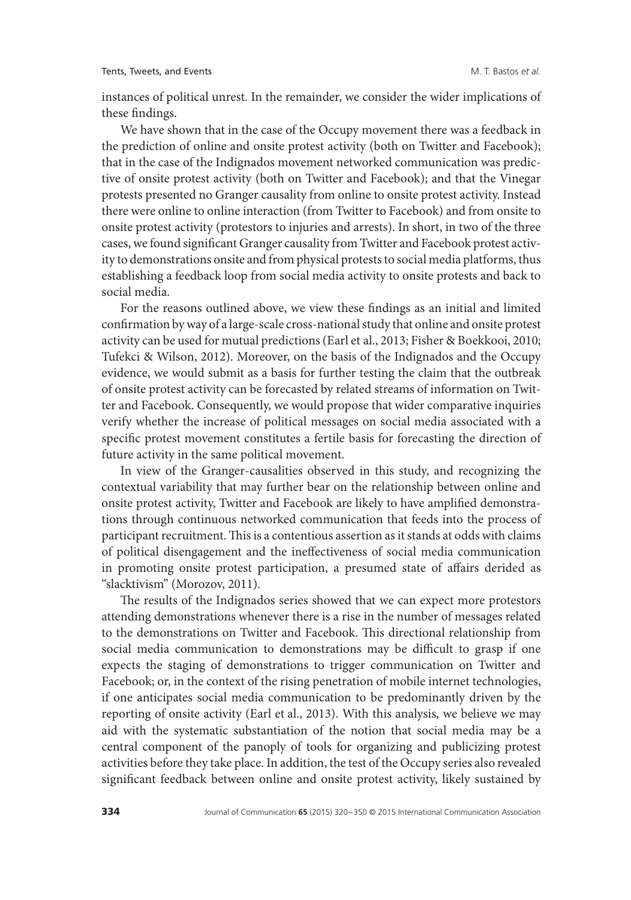instances of political unrest. In the remainder, we consider the wider implications of these findings.

We have shown that in the case of the Occupy movement there was a feedback in the prediction of online and onsite protest activity (both on Twitter and Facebook); that in the case of the Indignados movement networked communication was predictive of onsite protest activity (both on Twitter and Facebook); and that the Vinegar protests presented no Granger causality from online to onsite protest activity. Instead there were online to online interaction (from Twitter to Facebook) and from onsite to onsite protest activity (protestors to injuries and arrests). In short, in two of the three cases, we found significant Granger causality from Twitter and Facebook protest activity to demonstrations onsite and from physical protests to social media platforms, thus establishing a feedback loop from social media activity to onsite protests and back to social media.

For the reasons outlined above, we view these findings as an initial and limited confirmation by way of a large-scale cross-national study that online and onsite protest activity can be used for mutual predictions (Earl et al., 2013; Fisher & Boekkooi, 2010; Tufekci & Wilson, 2012). Moreover, on the basis of the Indignados and the Occupy evidence, we would submit as a basis for further testing the claim that the outbreak of onsite protest activity can be forecasted by related streams of information on Twitter and Facebook. Consequently, we would propose that wider comparative inquiries verify whether the increase of political messages on social media associated with a specific protest movement constitutes a fertile basis for forecasting the direction of future activity in the same political movement.

In view of the Granger-causalities observed in this study, and recognizing the contextual variability that may further bear on the relationship between online and onsite protest activity, Twitter and Facebook are likely to have amplified demonstrations through continuous networked communication that feeds into the process of participant recruitment. This is a contentious assertion as it stands at odds with claims of political disengagement and the ineffectiveness of social media communication in promoting onsite protest participation, a presumed state of affairs derided as "slacktivism" (Morozov, 2011).

The results of the Indignados series showed that we can expect more protestors attending demonstrations whenever there is a rise in the number of messages related to the demonstrations on Twitter and Facebook. This directional relationship from social media communication to demonstrations may be difficult to grasp if one expects the staging of demonstrations to trigger communication on Twitter and Facebook; or, in the context of the rising penetration of mobile internet technologies, if one anticipates social media communication to be predominantly driven by the reporting of onsite activity (Earl et al., 2013). With this analysis, we believe we may aid with the systematic substantiation of the notion that social media may be a central component of the panoply of tools for organizing and publicizing protest activities before they take place. In addition, the test of the Occupy series also revealed significant feedback between online and onsite protest activity, likely sustained by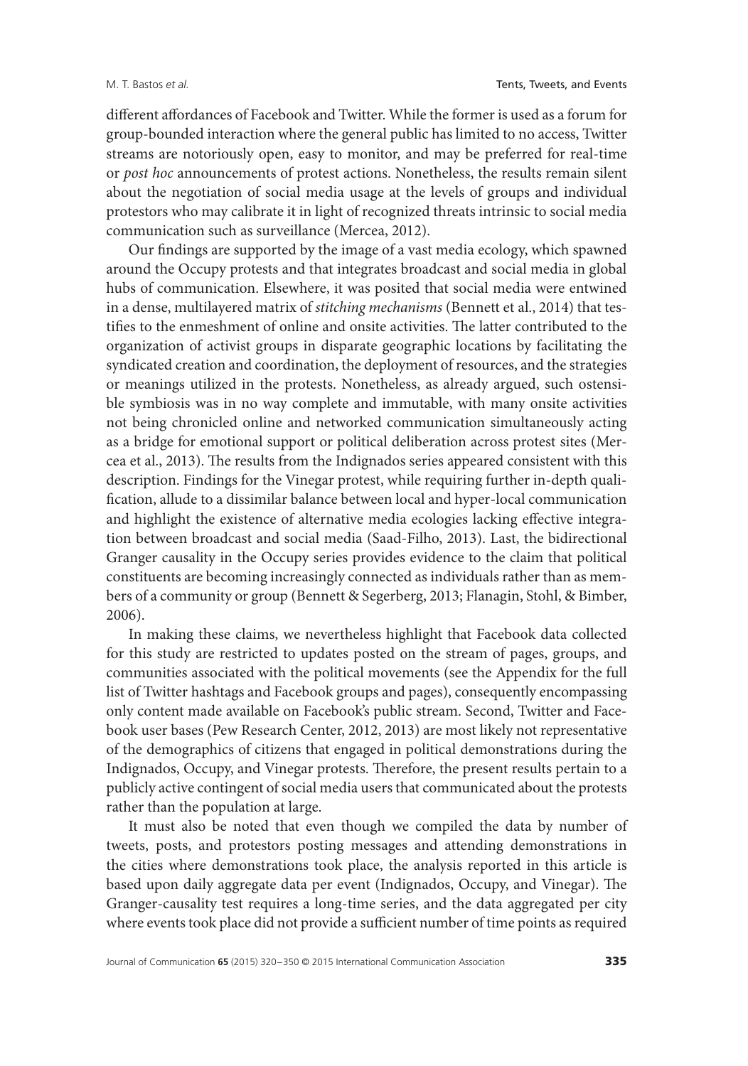different affordances of Facebook and Twitter. While the former is used as a forum for group-bounded interaction where the general public has limited to no access, Twitter streams are notoriously open, easy to monitor, and may be preferred for real-time or *post hoc* announcements of protest actions. Nonetheless, the results remain silent about the negotiation of social media usage at the levels of groups and individual protestors who may calibrate it in light of recognized threats intrinsic to social media communication such as surveillance (Mercea, 2012).

Our findings are supported by the image of a vast media ecology, which spawned around the Occupy protests and that integrates broadcast and social media in global hubs of communication. Elsewhere, it was posited that social media were entwined in a dense, multilayered matrix of *stitching mechanisms* (Bennett et al., 2014) that testifies to the enmeshment of online and onsite activities. The latter contributed to the organization of activist groups in disparate geographic locations by facilitating the syndicated creation and coordination, the deployment of resources, and the strategies or meanings utilized in the protests. Nonetheless, as already argued, such ostensible symbiosis was in no way complete and immutable, with many onsite activities not being chronicled online and networked communication simultaneously acting as a bridge for emotional support or political deliberation across protest sites (Mercea et al., 2013). The results from the Indignados series appeared consistent with this description. Findings for the Vinegar protest, while requiring further in-depth qualification, allude to a dissimilar balance between local and hyper-local communication and highlight the existence of alternative media ecologies lacking effective integration between broadcast and social media (Saad-Filho, 2013). Last, the bidirectional Granger causality in the Occupy series provides evidence to the claim that political constituents are becoming increasingly connected as individuals rather than as members of a community or group (Bennett & Segerberg, 2013; Flanagin, Stohl, & Bimber, 2006).

In making these claims, we nevertheless highlight that Facebook data collected for this study are restricted to updates posted on the stream of pages, groups, and communities associated with the political movements (see the Appendix for the full list of Twitter hashtags and Facebook groups and pages), consequently encompassing only content made available on Facebook's public stream. Second, Twitter and Facebook user bases (Pew Research Center, 2012, 2013) are most likely not representative of the demographics of citizens that engaged in political demonstrations during the Indignados, Occupy, and Vinegar protests. Therefore, the present results pertain to a publicly active contingent of social media users that communicated about the protests rather than the population at large.

It must also be noted that even though we compiled the data by number of tweets, posts, and protestors posting messages and attending demonstrations in the cities where demonstrations took place, the analysis reported in this article is based upon daily aggregate data per event (Indignados, Occupy, and Vinegar). The Granger-causality test requires a long-time series, and the data aggregated per city where events took place did not provide a sufficient number of time points as required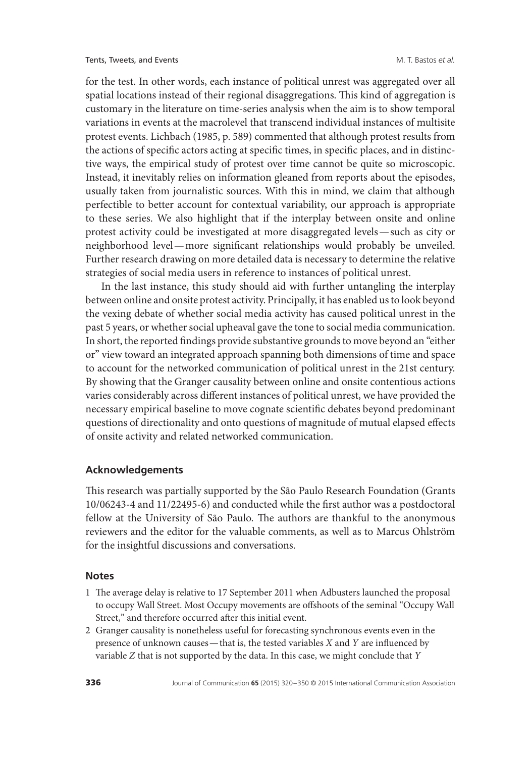for the test. In other words, each instance of political unrest was aggregated over all spatial locations instead of their regional disaggregations. This kind of aggregation is customary in the literature on time-series analysis when the aim is to show temporal variations in events at the macrolevel that transcend individual instances of multisite protest events. Lichbach (1985, p. 589) commented that although protest results from the actions of specific actors acting at specific times, in specific places, and in distinctive ways, the empirical study of protest over time cannot be quite so microscopic. Instead, it inevitably relies on information gleaned from reports about the episodes, usually taken from journalistic sources. With this in mind, we claim that although perfectible to better account for contextual variability, our approach is appropriate to these series. We also highlight that if the interplay between onsite and online protest activity could be investigated at more disaggregated levels — such as city or neighborhood level — more significant relationships would probably be unveiled. Further research drawing on more detailed data is necessary to determine the relative strategies of social media users in reference to instances of political unrest.

In the last instance, this study should aid with further untangling the interplay between online and onsite protest activity. Principally, it has enabled us to look beyond the vexing debate of whether social media activity has caused political unrest in the past 5 years, or whether social upheaval gave the tone to social media communication. In short, the reported findings provide substantive grounds to move beyond an "either or" view toward an integrated approach spanning both dimensions of time and space to account for the networked communication of political unrest in the 21st century. By showing that the Granger causality between online and onsite contentious actions varies considerably across different instances of political unrest, we have provided the necessary empirical baseline to move cognate scientific debates beyond predominant questions of directionality and onto questions of magnitude of mutual elapsed effects of onsite activity and related networked communication.

## Acknowledgements

This research was partially supported by the São Paulo Research Foundation (Grants 10/06243-4 and 11/22495-6) and conducted while the first author was a postdoctoral fellow at the University of São Paulo. The authors are thankful to the anonymous reviewers and the editor for the valuable comments, as well as to Marcus Ohlström for the insightful discussions and conversations.

## Notes

1 The average delay is relative to 17 September 2011 when Adbusters launched the proposal to occupy Wall Street. Most Occupy movements are offshoots of the seminal "Occupy Wall Street," and therefore occurred after this initial event.

2 Granger causality is nonetheless useful for forecasting synchronous events even in the presence of unknown causes — that is, the tested variables $X$ and $Y$ are influenced by variable $Z$ that is not supported by the data. In this case, we might conclude that $Y$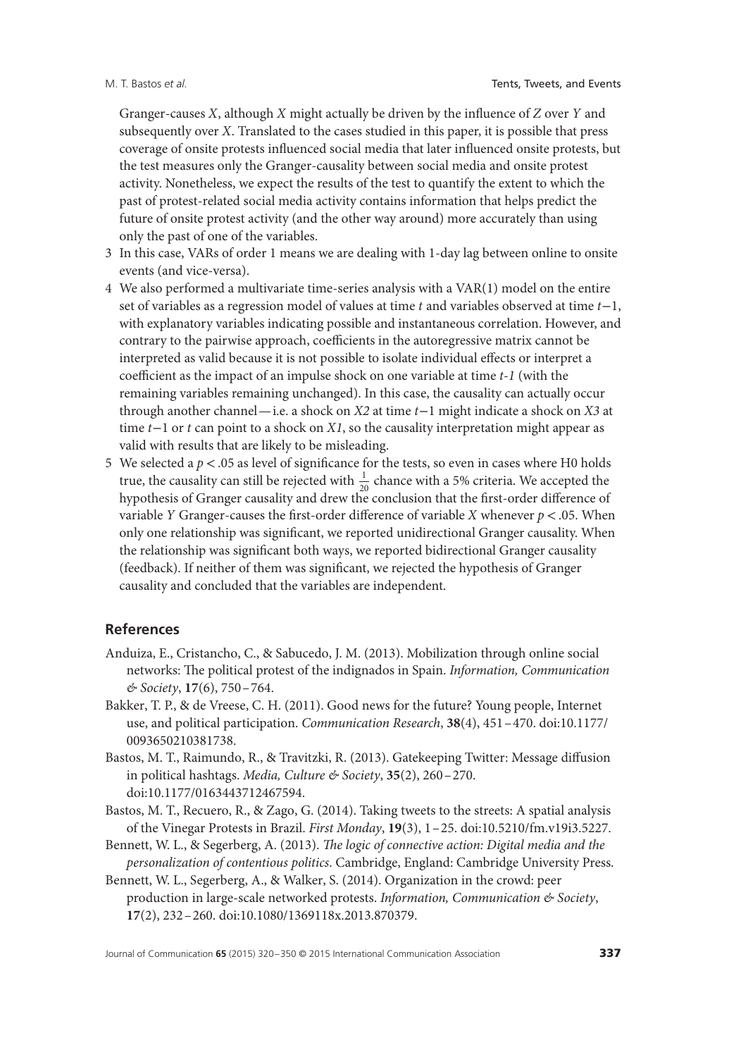Granger-causes $X$, although $X$ might actually be driven by the influence of $Z$ over $Y$ and subsequently over $X$. Translated to the cases studied in this paper, it is possible that press coverage of onsite protests influenced social media that later influenced onsite protests, but the test measures only the Granger-causality between social media and onsite protest activity. Nonetheless, we expect the results of the test to quantify the extent to which the past of protest-related social media activity contains information that helps predict the future of onsite protest activity (and the other way around) more accurately than using only the past of one of the variables.

3 In this case, VARs of order 1 means we are dealing with 1-day lag between online to onsite events (and vice-versa).

4 We also performed a multivariate time-series analysis with a VAR(1) model on the entire set of variables as a regression model of values at time $t$ and variables observed at time $t-1$, with explanatory variables indicating possible and instantaneous correlation. However, and contrary to the pairwise approach, coefficients in the autoregressive matrix cannot be interpreted as valid because it is not possible to isolate individual effects or interpret a coefficient as the impact of an impulse shock on one variable at time *t-1* (with the remaining variables remaining unchanged). In this case, the causality can actually occur through another channel—i.e. a shock on *X2* at time $t-1$ might indicate a shock on *X3* at time $t-1$ or $t$ can point to a shock on *X1*, so the causality interpretation might appear as valid with results that are likely to be misleading.

5 We selected a $p < .05$ as level of significance for the tests, so even in cases where H0 holds true, the causality can still be rejected with $\frac{1}{20}$ chance with a 5% criteria. We accepted the hypothesis of Granger causality and drew the conclusion that the first-order difference of variable $Y$ Granger-causes the first-order difference of variable $X$ whenever $p < .05$. When only one relationship was significant, we reported unidirectional Granger causality. When the relationship was significant both ways, we reported bidirectional Granger causality (feedback). If neither of them was significant, we rejected the hypothesis of Granger causality and concluded that the variables are independent.

## References

Anduiza, E., Cristancho, C., & Sabucedo, J. M. (2013). Mobilization through online social networks: The political protest of the indignados in Spain. *Information, Communication & Society*, **17**(6), 750–764.

Bakker, T. P., & de Vreese, C. H. (2011). Good news for the future? Young people, Internet use, and political participation. *Communication Research*, **38**(4), 451–470. doi:10.1177/0093650210381738.

Bastos, M. T., Raimundo, R., & Travitzki, R. (2013). Gatekeeping Twitter: Message diffusion in political hashtags. *Media, Culture & Society*, **35**(2), 260–270. doi:10.1177/0163443712467594.

Bastos, M. T., Recuero, R., & Zago, G. (2014). Taking tweets to the streets: A spatial analysis of the Vinegar Protests in Brazil. *First Monday*, **19**(3), 1–25. doi:10.5210/fm.v19i3.5227.

Bennett, W. L., & Segerberg, A. (2013). *The logic of connective action: Digital media and the personalization of contentious politics*. Cambridge, England: Cambridge University Press.

Bennett, W. L., Segerberg, A., & Walker, S. (2014). Organization in the crowd: peer production in large-scale networked protests. *Information, Communication & Society*, **17**(2), 232–260. doi:10.1080/1369118x.2013.870379.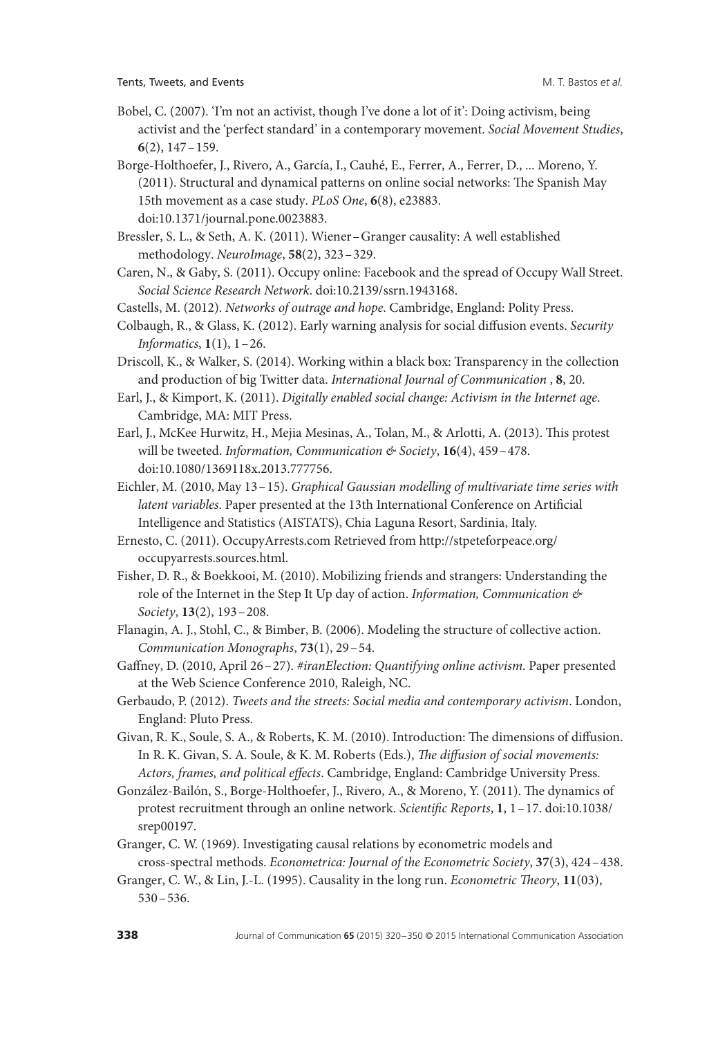Bobel, C. (2007). 'I'm not an activist, though I've done a lot of it': Doing activism, being activist and the 'perfect standard' in a contemporary movement. *Social Movement Studies*, **6**(2), 147–159.

Borge-Holthoefer, J., Rivero, A., García, I., Cauhé, E., Ferrer, A., Ferrer, D., ... Moreno, Y. (2011). Structural and dynamical patterns on online social networks: The Spanish May 15th movement as a case study. *PLoS One*, **6**(8), e23883. doi:10.1371/journal.pone.0023883.

Bressler, S. L., & Seth, A. K. (2011). Wiener–Granger causality: A well established methodology. *NeuroImage*, **58**(2), 323–329.

Caren, N., & Gaby, S. (2011). Occupy online: Facebook and the spread of Occupy Wall Street. *Social Science Research Network*. doi:10.2139/ssrn.1943168.

Castells, M. (2012). *Networks of outrage and hope*. Cambridge, England: Polity Press.

Colbaugh, R., & Glass, K. (2012). Early warning analysis for social diffusion events. *Security Informatics*, **1**(1), 1–26.

Driscoll, K., & Walker, S. (2014). Working within a black box: Transparency in the collection and production of big Twitter data. *International Journal of Communication* , **8**, 20.

Earl, J., & Kimport, K. (2011). *Digitally enabled social change: Activism in the Internet age*. Cambridge, MA: MIT Press.

Earl, J., McKee Hurwitz, H., Mejia Mesinas, A., Tolan, M., & Arlotti, A. (2013). This protest will be tweeted. *Information, Communication & Society*, **16**(4), 459–478. doi:10.1080/1369118x.2013.777756.

Eichler, M. (2010, May 13–15). *Graphical Gaussian modelling of multivariate time series with latent variables*. Paper presented at the 13th International Conference on Artificial Intelligence and Statistics (AISTATS), Chia Laguna Resort, Sardinia, Italy.

Ernesto, C. (2011). OccupyArrests.com Retrieved from http://stpeteforpeace.org/occupyarrests.sources.html.

Fisher, D. R., & Boekkooi, M. (2010). Mobilizing friends and strangers: Understanding the role of the Internet in the Step It Up day of action. *Information, Communication & Society*, **13**(2), 193–208.

Flanagin, A. J., Stohl, C., & Bimber, B. (2006). Modeling the structure of collective action. *Communication Monographs*, **73**(1), 29–54.

Gaffney, D. (2010, April 26–27). *#iranElection: Quantifying online activism*. Paper presented at the Web Science Conference 2010, Raleigh, NC.

Gerbaudo, P. (2012). *Tweets and the streets: Social media and contemporary activism*. London, England: Pluto Press.

Givan, R. K., Soule, S. A., & Roberts, K. M. (2010). Introduction: The dimensions of diffusion. In R. K. Givan, S. A. Soule, & K. M. Roberts (Eds.), *The diffusion of social movements: Actors, frames, and political effects*. Cambridge, England: Cambridge University Press.

González-Bailón, S., Borge-Holthoefer, J., Rivero, A., & Moreno, Y. (2011). The dynamics of protest recruitment through an online network. *Scientific Reports*, **1**, 1–17. doi:10.1038/srep00197.

Granger, C. W. (1969). Investigating causal relations by econometric models and cross-spectral methods. *Econometrica: Journal of the Econometric Society*, **37**(3), 424–438.

Granger, C. W., & Lin, J.-L. (1995). Causality in the long run. *Econometric Theory*, **11**(03), 530–536.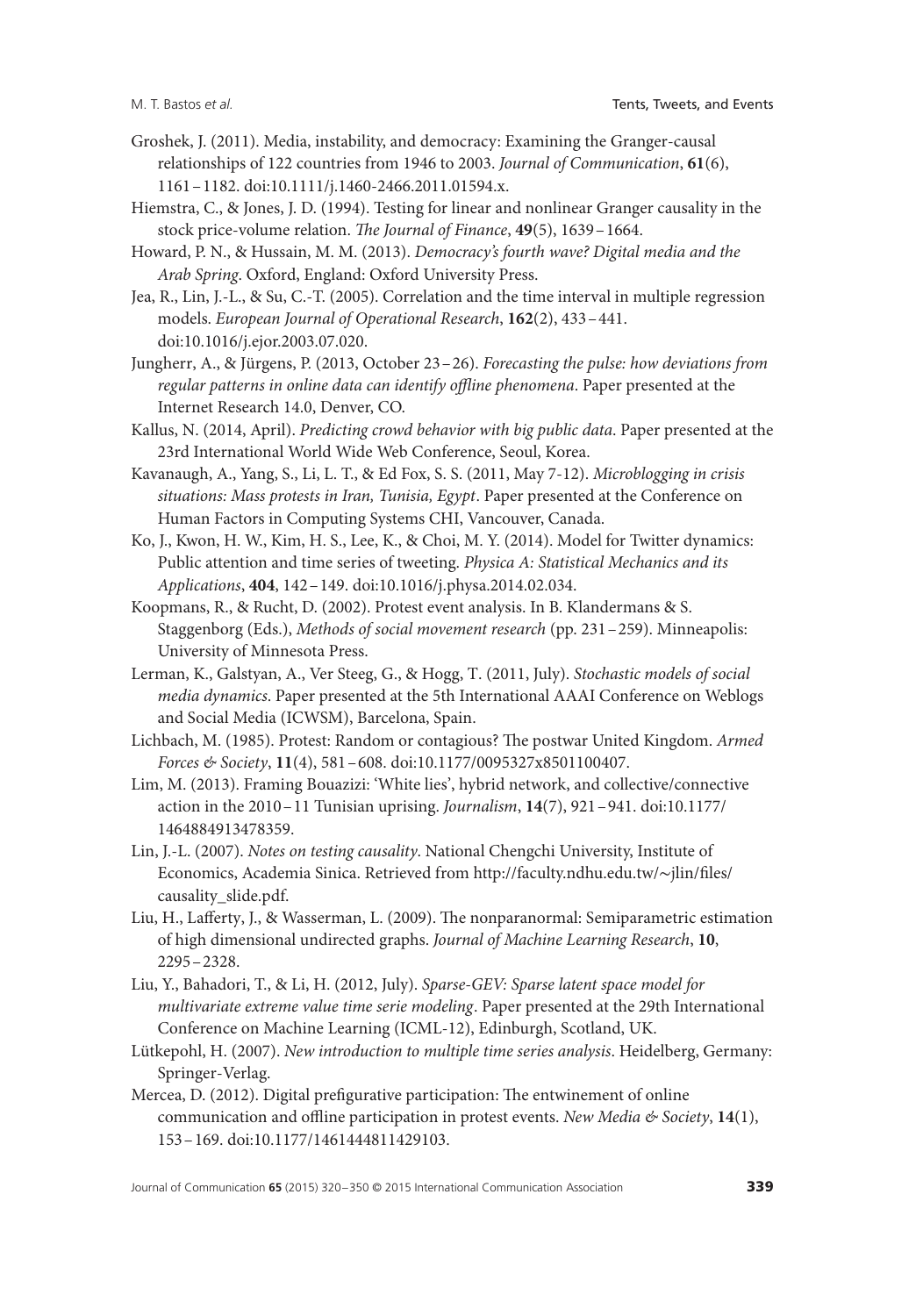Groshek, J. (2011). Media, instability, and democracy: Examining the Granger-causal relationships of 122 countries from 1946 to 2003. *Journal of Communication*, **61**(6), 1161–1182. doi:10.1111/j.1460-2466.2011.01594.x.

Hiemstra, C., & Jones, J. D. (1994). Testing for linear and nonlinear Granger causality in the stock price-volume relation. *The Journal of Finance*, **49**(5), 1639–1664.

Howard, P. N., & Hussain, M. M. (2013). *Democracy's fourth wave? Digital media and the Arab Spring*. Oxford, England: Oxford University Press.

Jea, R., Lin, J.-L., & Su, C.-T. (2005). Correlation and the time interval in multiple regression models. *European Journal of Operational Research*, **162**(2), 433–441. doi:10.1016/j.ejor.2003.07.020.

Jungherr, A., & Jürgens, P. (2013, October 23–26). *Forecasting the pulse: how deviations from regular patterns in online data can identify offline phenomena*. Paper presented at the Internet Research 14.0, Denver, CO.

Kallus, N. (2014, April). *Predicting crowd behavior with big public data*. Paper presented at the 23rd International World Wide Web Conference, Seoul, Korea.

Kavanaugh, A., Yang, S., Li, L. T., & Ed Fox, S. S. (2011, May 7-12). *Microblogging in crisis situations: Mass protests in Iran, Tunisia, Egypt*. Paper presented at the Conference on Human Factors in Computing Systems CHI, Vancouver, Canada.

Ko, J., Kwon, H. W., Kim, H. S., Lee, K., & Choi, M. Y. (2014). Model for Twitter dynamics: Public attention and time series of tweeting. *Physica A: Statistical Mechanics and its Applications*, **404**, 142–149. doi:10.1016/j.physa.2014.02.034.

Koopmans, R., & Rucht, D. (2002). Protest event analysis. In B. Klandermans & S. Staggenborg (Eds.), *Methods of social movement research* (pp. 231–259). Minneapolis: University of Minnesota Press.

Lerman, K., Galstyan, A., Ver Steeg, G., & Hogg, T. (2011, July). *Stochastic models of social media dynamics*. Paper presented at the 5th International AAAI Conference on Weblogs and Social Media (ICWSM), Barcelona, Spain.

Lichbach, M. (1985). Protest: Random or contagious? The postwar United Kingdom. *Armed Forces & Society*, **11**(4), 581–608. doi:10.1177/0095327x8501100407.

Lim, M. (2013). Framing Bouazizi: 'White lies', hybrid network, and collective/connective action in the 2010–11 Tunisian uprising. *Journalism*, **14**(7), 921–941. doi:10.1177/1464884913478359.

Lin, J.-L. (2007). *Notes on testing causality*. National Chengchi University, Institute of Economics, Academia Sinica. Retrieved from http://faculty.ndhu.edu.tw/~jlin/files/causality_slide.pdf.

Liu, H., Lafferty, J., & Wasserman, L. (2009). The nonparanormal: Semiparametric estimation of high dimensional undirected graphs. *Journal of Machine Learning Research*, **10**, 2295–2328.

Liu, Y., Bahadori, T., & Li, H. (2012, July). *Sparse-GEV: Sparse latent space model for multivariate extreme value time serie modeling*. Paper presented at the 29th International Conference on Machine Learning (ICML-12), Edinburgh, Scotland, UK.

Lütkepohl, H. (2007). *New introduction to multiple time series analysis*. Heidelberg, Germany: Springer-Verlag.

Mercea, D. (2012). Digital prefigurative participation: The entwinement of online communication and offline participation in protest events. *New Media & Society*, **14**(1), 153–169. doi:10.1177/1461444811429103.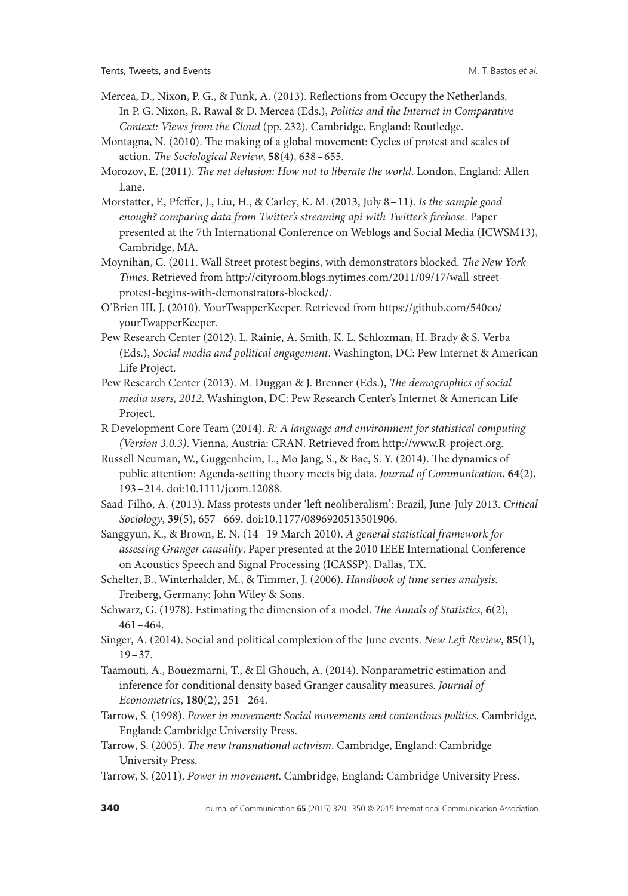Mercea, D., Nixon, P. G., & Funk, A. (2013). Reflections from Occupy the Netherlands. In P. G. Nixon, R. Rawal & D. Mercea (Eds.), *Politics and the Internet in Comparative Context: Views from the Cloud* (pp. 232). Cambridge, England: Routledge.

Montagna, N. (2010). The making of a global movement: Cycles of protest and scales of action. *The Sociological Review*, **58**(4), 638–655.

Morozov, E. (2011). *The net delusion: How not to liberate the world*. London, England: Allen Lane.

Morstatter, F., Pfeffer, J., Liu, H., & Carley, K. M. (2013, July 8–11). *Is the sample good enough? comparing data from Twitter's streaming api with Twitter's firehose*. Paper presented at the 7th International Conference on Weblogs and Social Media (ICWSM13), Cambridge, MA.

Moynihan, C. (2011. Wall Street protest begins, with demonstrators blocked. *The New York Times*. Retrieved from http://cityroom.blogs.nytimes.com/2011/09/17/wall-street-protest-begins-with-demonstrators-blocked/.

O'Brien III, J. (2010). YourTwapperKeeper. Retrieved from https://github.com/540co/yourTwapperKeeper.

Pew Research Center (2012). L. Rainie, A. Smith, K. L. Schlozman, H. Brady & S. Verba (Eds.), *Social media and political engagement*. Washington, DC: Pew Internet & American Life Project.

Pew Research Center (2013). M. Duggan & J. Brenner (Eds.), *The demographics of social media users, 2012*. Washington, DC: Pew Research Center's Internet & American Life Project.

R Development Core Team (2014). *R: A language and environment for statistical computing (Version 3.0.3)*. Vienna, Austria: CRAN. Retrieved from http://www.R-project.org.

Russell Neuman, W., Guggenheim, L., Mo Jang, S., & Bae, S. Y. (2014). The dynamics of public attention: Agenda-setting theory meets big data. *Journal of Communication*, **64**(2), 193–214. doi:10.1111/jcom.12088.

Saad-Filho, A. (2013). Mass protests under 'left neoliberalism': Brazil, June-July 2013. *Critical Sociology*, **39**(5), 657–669. doi:10.1177/0896920513501906.

Sanggyun, K., & Brown, E. N. (14–19 March 2010). *A general statistical framework for assessing Granger causality*. Paper presented at the 2010 IEEE International Conference on Acoustics Speech and Signal Processing (ICASSP), Dallas, TX.

Schelter, B., Winterhalder, M., & Timmer, J. (2006). *Handbook of time series analysis*. Freiberg, Germany: John Wiley & Sons.

Schwarz, G. (1978). Estimating the dimension of a model. *The Annals of Statistics*, **6**(2), 461–464.

Singer, A. (2014). Social and political complexion of the June events. *New Left Review*, **85**(1), 19–37.

Taamouti, A., Bouezmarni, T., & El Ghouch, A. (2014). Nonparametric estimation and inference for conditional density based Granger causality measures. *Journal of Econometrics*, **180**(2), 251–264.

Tarrow, S. (1998). *Power in movement: Social movements and contentious politics*. Cambridge, England: Cambridge University Press.

Tarrow, S. (2005). *The new transnational activism*. Cambridge, England: Cambridge University Press.

Tarrow, S. (2011). *Power in movement*. Cambridge, England: Cambridge University Press.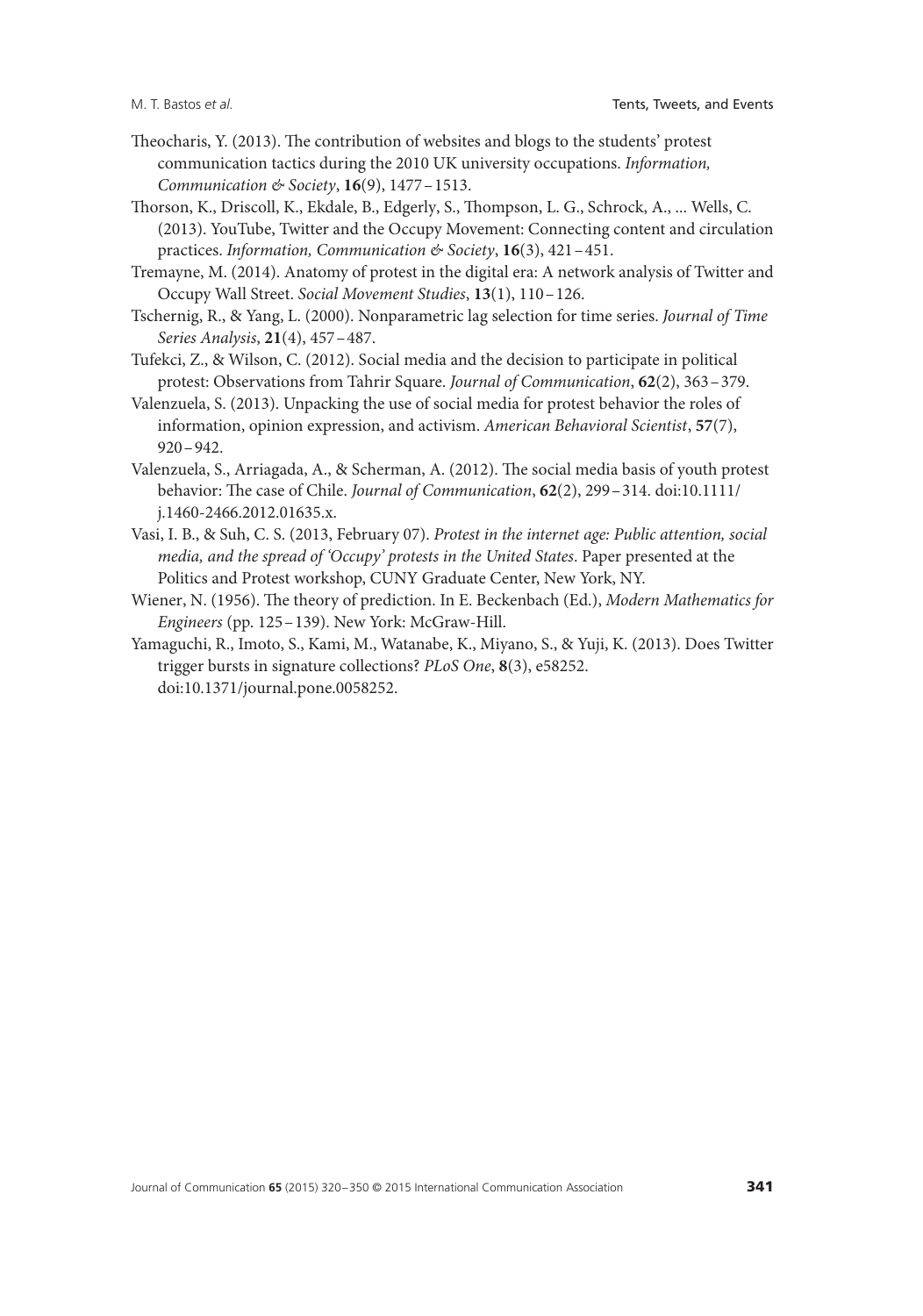Theocharis, Y. (2013). The contribution of websites and blogs to the students' protest communication tactics during the 2010 UK university occupations. *Information, Communication & Society*, **16**(9), 1477 – 1513.

Thorson, K., Driscoll, K., Ekdale, B., Edgerly, S., Thompson, L. G., Schrock, A., ... Wells, C. (2013). YouTube, Twitter and the Occupy Movement: Connecting content and circulation practices. *Information, Communication & Society*, **16**(3), 421 – 451.

Tremayne, M. (2014). Anatomy of protest in the digital era: A network analysis of Twitter and Occupy Wall Street. *Social Movement Studies*, **13**(1), 110 – 126.

Tschernig, R., & Yang, L. (2000). Nonparametric lag selection for time series. *Journal of Time Series Analysis*, **21**(4), 457 – 487.

Tufekci, Z., & Wilson, C. (2012). Social media and the decision to participate in political protest: Observations from Tahrir Square. *Journal of Communication*, **62**(2), 363 – 379.

Valenzuela, S. (2013). Unpacking the use of social media for protest behavior the roles of information, opinion expression, and activism. *American Behavioral Scientist*, **57**(7), 920 – 942.

Valenzuela, S., Arriagada, A., & Scherman, A. (2012). The social media basis of youth protest behavior: The case of Chile. *Journal of Communication*, **62**(2), 299 – 314. doi:10.1111/j.1460-2466.2012.01635.x.

Vasi, I. B., & Suh, C. S. (2013, February 07). *Protest in the internet age: Public attention, social media, and the spread of 'Occupy' protests in the United States*. Paper presented at the Politics and Protest workshop, CUNY Graduate Center, New York, NY.

Wiener, N. (1956). The theory of prediction. In E. Beckenbach (Ed.), *Modern Mathematics for Engineers* (pp. 125 – 139). New York: McGraw-Hill.

Yamaguchi, R., Imoto, S., Kami, M., Watanabe, K., Miyano, S., & Yuji, K. (2013). Does Twitter trigger bursts in signature collections? *PLoS One*, **8**(3), e58252. doi:10.1371/journal.pone.0058252.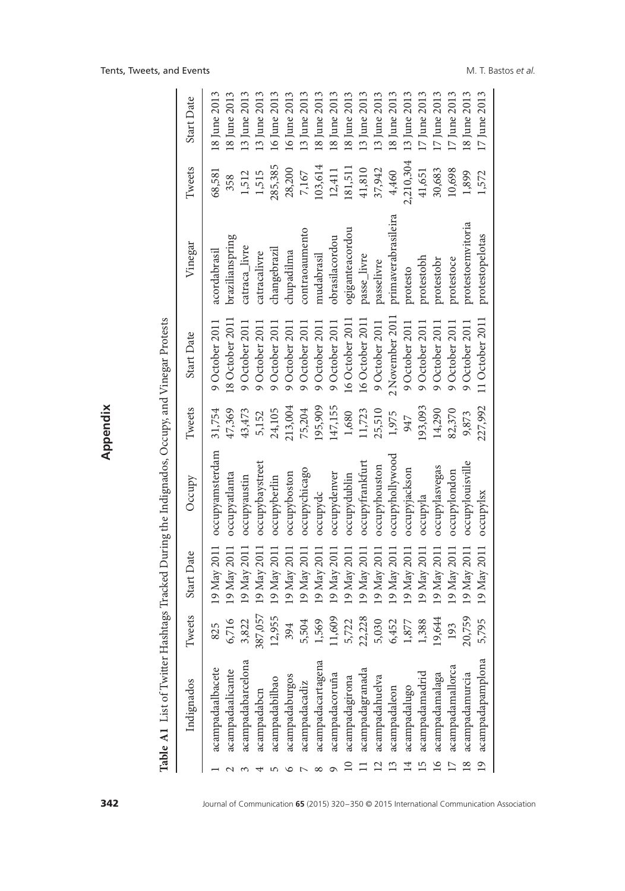# Appendix

**Table A1** List of Twitter Hashtags Tracked During the Indignados, Occupy, and Vinegar Protests

| | Indignados | Tweets | Start Date | Occupy | Tweets | Start Date | Vinegar | Tweets | Start Date |
|---|---|---|---|---|---|---|---|---|---|
| 1 | acampadaalbacete | 825 | 19 May 2011 | occupyamsterdam | 31,754 | 9 October 2011 | acordabrasil | 68,581 | 18 June 2013 |
| 2 | acampadaalicante | 6,716 | 19 May 2011 | occupyatlanta | 47,369 | 18 October 2011 | brazilianspring | 358 | 18 June 2013 |
| 3 | acampadabarcelona | 3,822 | 19 May 2011 | occupyaustin | 43,473 | 9 October 2011 | catraca_livre | 1,512 | 13 June 2013 |
| 4 | acampadabcn | 387,057 | 19 May 2011 | occupybaystreet | 5,152 | 9 October 2011 | catracalivre | 1,515 | 13 June 2013 |
| 5 | acampadabilbao | 12,955 | 19 May 2011 | occupyberlin | 24,105 | 9 October 2011 | changebrazil | 285,385 | 16 June 2013 |
| 6 | acampadaburgos | 394 | 19 May 2011 | occupyboston | 213,004 | 9 October 2011 | chupadilma | 28,200 | 16 June 2013 |
| 7 | acampadacadiz | 5,504 | 19 May 2011 | occupychicago | 75,204 | 9 October 2011 | contraoaumento | 7,167 | 13 June 2013 |
| 8 | acampadacartagena | 1,569 | 19 May 2011 | occupydc | 195,909 | 9 October 2011 | mudabrasil | 103,614 | 18 June 2013 |
| 9 | acampadacoruña | 11,609 | 19 May 2011 | occupydenver | 147,155 | 9 October 2011 | obrasilacordou | 12,411 | 18 June 2013 |
| 10 | acampadagirona | 5,722 | 19 May 2011 | occupydublin | 1,680 | 16 October 2011 | ogiganteacordou | 181,511 | 18 June 2013 |
| 11 | acampadagranada | 22,228 | 19 May 2011 | occupyfrankfurt | 11,723 | 16 October 2011 | passe_livre | 41,810 | 13 June 2013 |
| 12 | acampadahuelva | 5,030 | 19 May 2011 | occupyhouston | 25,510 | 9 October 2011 | passelivre | 37,942 | 13 June 2013 |
| 13 | acampadaleon | 6,452 | 19 May 2011 | occupyhollywood | 1,975 | 2 November 2011 | primaverabrasileira | 4,460 | 18 June 2013 |
| 14 | acampadalugo | 1,877 | 19 May 2011 | occupyjackson | 947 | 9 October 2011 | protesto | 2,210,304 | 13 June 2013 |
| 15 | acampadamadrid | 1,388 | 19 May 2011 | occupyla | 193,093 | 9 October 2011 | protestobh | 41,651 | 17 June 2013 |
| 16 | acampadamalaga | 19,644 | 19 May 2011 | occupylasvegas | 14,290 | 9 October 2011 | protestobr | 30,683 | 17 June 2013 |
| 17 | acampadamallorca | 193 | 19 May 2011 | occupylondon | 82,370 | 9 October 2011 | protestoce | 10,698 | 17 June 2013 |
| 18 | acampadamurcia | 20,759 | 19 May 2011 | occupylouisville | 9,873 | 9 October 2011 | protestoemvitoria | 1,899 | 18 June 2013 |
| 19 | acampadapamplona | 5,795 | 19 May 2011 | occupylsx | 227,992 | 11 October 2011 | protestopelotas | 1,572 | 17 June 2013 |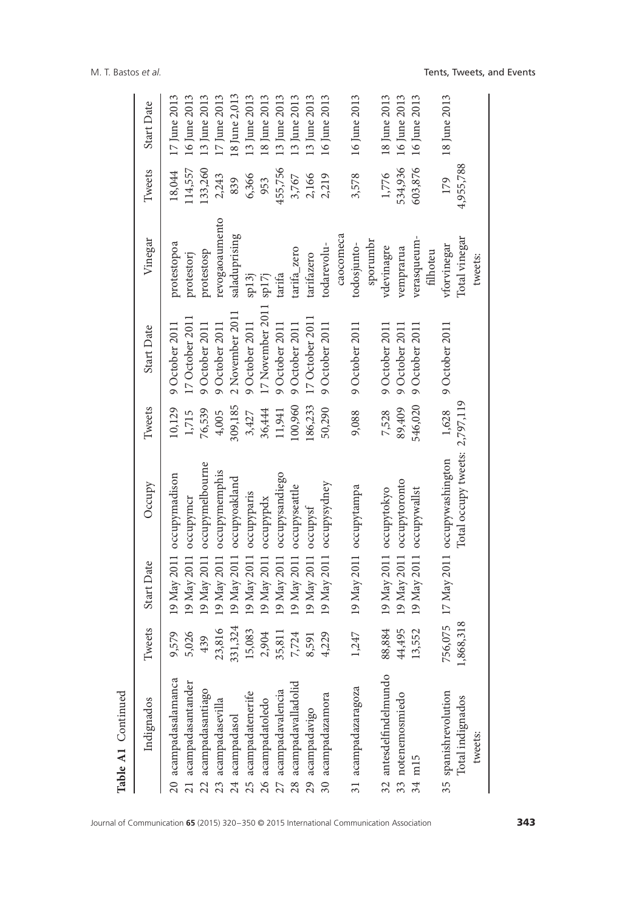**Table A1** Continued

| | Indignados | Tweets | Start Date | Occupy | Tweets | Start Date | Vinegar | Tweets | Start Date |
|---|---|---|---|---|---|---|---|---|---|
| 20 | acampadasalamanca | 9,579 | 19 May 2011 | occupymadison | 10,129 | 9 October 2011 | protestopoa | 18,044 | 17 June 2013 |
| 21 | acampadasantander | 5,026 | 19 May 2011 | occupymcr | 1,715 | 17 October 2011 | protestorj | 114,557 | 16 June 2013 |
| 22 | acampadasantiago | 439 | 19 May 2011 | occupymelbourne | 76,539 | 9 October 2011 | protestosp | 133,260 | 13 June 2013 |
| 23 | acampadasevilla | 23,816 | 19 May 2011 | occupymemphis | 4,005 | 9 October 2011 | revogaoaumento | 2,243 | 17 June 2013 |
| 24 | acampadasol | 331,324 | 19 May 2011 | occupyoakland | 309,185 | 2 November 2011 | saladuprising | 839 | 18 June 2,013 |
| 25 | acampadatenerife | 15,083 | 19 May 2011 | occupyparis | 3,427 | 9 October 2011 | sp13j | 6,366 | 13 June 2013 |
| 26 | acampadatoledo | 2,904 | 19 May 2011 | occupypdx | 36,444 | 17 November 2011 | sp17j | 953 | 18 June 2013 |
| 27 | acampadavalencia | 35,811 | 19 May 2011 | occupysandiego | 11,941 | 9 October 2011 | tarifa | 455,756 | 13 June 2013 |
| 28 | acampadavalladolid | 7,724 | 19 May 2011 | occupyseattle | 100,960 | 9 October 2011 | tarifa_zero | 3,767 | 13 June 2013 |
| 29 | acampadavigo | 8,591 | 19 May 2011 | occupysf | 186,233 | 17 October 2011 | tarifazero | 2,166 | 13 June 2013 |
| 30 | acampadazamora | 4,229 | 19 May 2011 | occupysydney | 50,290 | 9 October 2011 | todarevolu-caocomeca | 2,219 | 16 June 2013 |
| 31 | acampadazaragoza | 1,247 | 19 May 2011 | occupytampa | 9,088 | 9 October 2011 | todosjunto-sporumbr | 3,578 | 16 June 2013 |
| 32 | antesdelfindelmundo | 88,884 | 19 May 2011 | occupytokyo | 7,528 | 9 October 2011 | vdevinagre | 1,776 | 18 June 2013 |
| 33 | notenemosmiedo | 44,495 | 19 May 2011 | occupytoronto | 89,409 | 9 October 2011 | vemprarua | 534,936 | 16 June 2013 |
| 34 | m15 | 13,552 | 19 May 2011 | occupywallst | 546,020 | 9 October 2011 | verasqueum-filhoteu | 603,876 | 16 June 2013 |
| 35 | spanishrevolution | 756,075 | 17 May 2011 | occupywashington | 1,628 | 9 October 2011 | vforvinegar | 179 | 18 June 2013 |
| | Total indignados tweets: | 1,868,318 | | Total occupy tweets: | 2,797,119 | | Total vinegar tweets: | 4,955,788 | |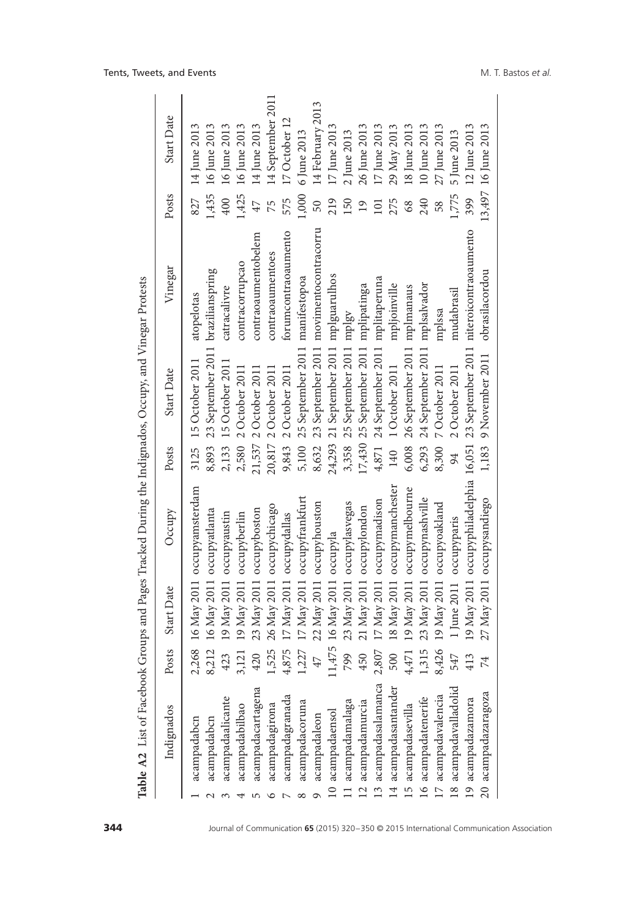**Table A2** List of Facebook Groups and Pages Tracked During the Indignados, Occupy, and Vinegar Protests

| | Indignados | Posts | Start Date | Occupy | Posts | Start Date | Vinegar | Posts | Start Date |
|---|---|---|---|---|---|---|---|---|---|
| 1 | acampadabcn | 2,268 | 16 May 2011 | occupyamsterdam | 3125 | 15 October 2011 | atopelotas | 827 | 14 June 2013 |
| 2 | acampadabcn | 8,212 | 16 May 2011 | occupyatlanta | 8,893 | 23 September 2011 | brazilianspring | 1,435 | 16 June 2013 |
| 3 | acampadaalicante | 423 | 19 May 2011 | occupyaustin | 2,133 | 15 October 2011 | cattacalivre | 400 | 16 June 2013 |
| 4 | acampadabilbao | 3,121 | 19 May 2011 | occupyberlin | 2,580 | 2 October 2011 | contracorrupcao | 1,425 | 16 June 2013 |
| 5 | acampadacartagena | 420 | 23 May 2011 | occupyboston | 21,537 | 2 October 2011 | contraoaumentobelem | 47 | 14 June 2013 |
| 6 | acampadagirona | 1,525 | 26 May 2011 | occupychicago | 20,817 | 2 October 2011 | contraoaumentoes | 75 | 14 September 2011 |
| 7 | acampadagranada | 4,875 | 17 May 2011 | occupydallas | 9,843 | 2 October 2011 | forumcontraoaumento | 575 | 17 October 12 |
| 8 | acampadacoruna | 1,227 | 17 May 2011 | occupyfrankfurt | 5,100 | 25 September 2011 | manifestopoa | 1,000 | 6 June 2013 |
| 9 | acampadaleon | 47 | 22 May 2011 | occupyhouston | 8,632 | 23 September 2011 | movimentocontracorru | 50 | 14 February 2013 |
| 10 | acampadaensol | 11,475 | 16 May 2011 | occupyla | 24,293 | 21 September 2011 | mplguarulhos | 219 | 17 June 2013 |
| 11 | acampadamalaga | 799 | 23 May 2011 | occupylasvegas | 3,358 | 25 September 2011 | mplgv | 150 | 2 June 2013 |
| 12 | acampadamurcia | 450 | 21 May 2011 | occupylondon | 17,430 | 25 September 2011 | mplipatinga | 19 | 26 June 2013 |
| 13 | acampadasalamanca | 2,807 | 17 May 2011 | occupymadison | 4,871 | 24 September 2011 | mplitaperuna | 101 | 17 June 2013 |
| 14 | acampadasantander | 500 | 18 May 2011 | occupymanchester | 140 | 1 October 2011 | mpljoinville | 275 | 29 May 2013 |
| 15 | acampadasevilla | 4,471 | 19 May 2011 | occupymelbourne | 6,008 | 26 September 2011 | mplmanaus | 68 | 18 June 2013 |
| 16 | acampadatenerife | 1,315 | 23 May 2011 | occupynashville | 6,293 | 24 September 2011 | mplsalvador | 240 | 10 June 2013 |
| 17 | acampadavalencia | 8,426 | 19 May 2011 | occupyoakland | 8,300 | 7 October 2011 | mplssa | 58 | 27 June 2013 |
| 18 | acampadavalladolid | 547 | 1 June 2011 | occupyparis | 94 | 2 October 2011 | mudabrasil | 1,775 | 5 June 2013 |
| 19 | acampadazamora | 413 | 19 May 2011 | occupyphiladelphia | 16,051 | 23 September 2011 | niteroicontraoaumento | 399 | 12 June 2013 |
| 20 | acampadazaragoza | 74 | 27 May 2011 | occupysandiego | 1,183 | 9 November 2011 | obrasilacordou | 13,497 | 16 June 2013 |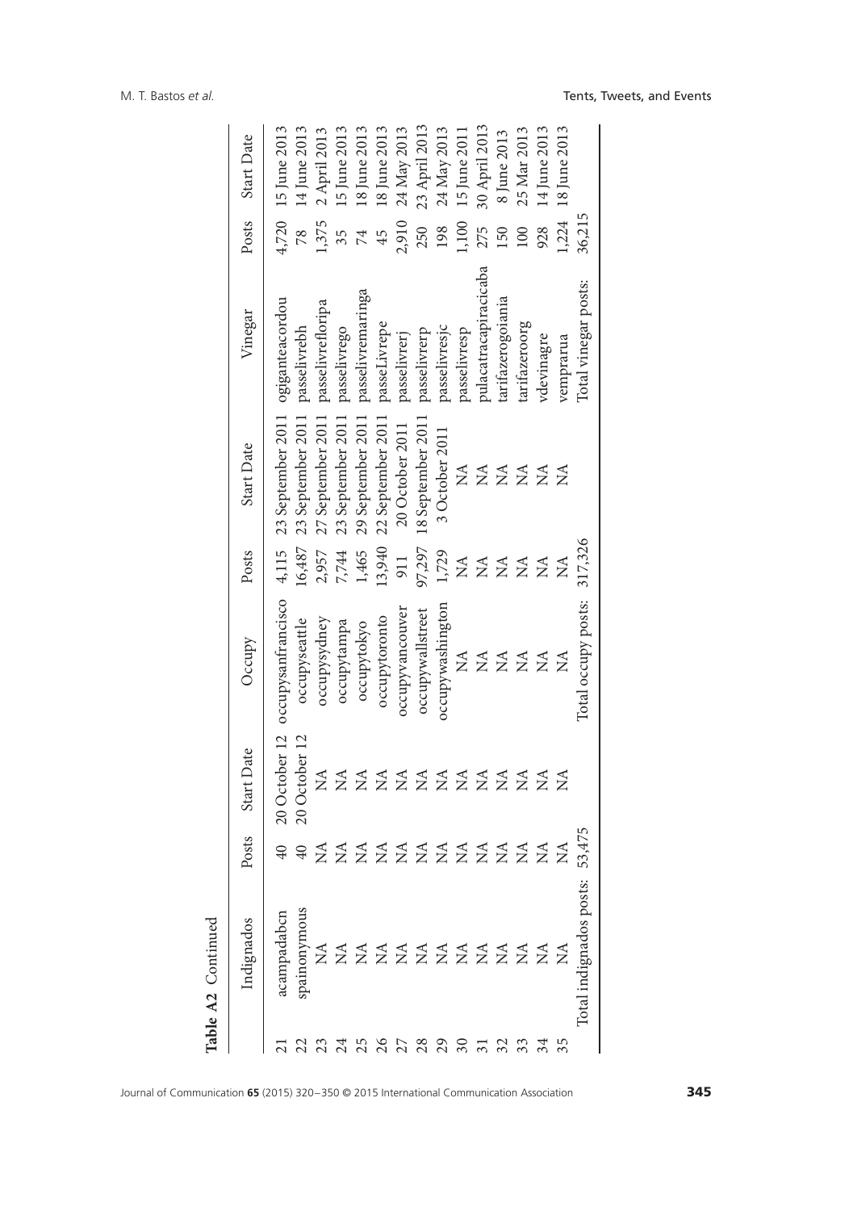**Table A2** Continued

| | Indignados | Posts | Start Date | Occupy | Posts | Start Date | Vinegar | Posts | Start Date |
|---|---|---|---|---|---|---|---|---|---|
| 21 | acampadabcn | 40 | 20 October 12 | occupysanfrancisco | 4,115 | 23 September 2011 | ogiganteacordou | 4,720 | 15 June 2013 |
| 22 | spainonymous | 40 | 20 October 12 | occupyseattle | 16,487 | 23 September 2011 | passelivrebh | 78 | 14 June 2013 |
| 23 | NA | NA | NA | occupysydney | 2,957 | 27 September 2011 | passelivrefloripa | 1,375 | 2 April 2013 |
| 24 | NA | NA | NA | occupytampa | 7,744 | 23 September 2011 | passelivrego | 35 | 15 June 2013 |
| 25 | NA | NA | NA | occupytokyo | 1,465 | 29 September 2011 | passelivremaringa | 74 | 18 June 2013 |
| 26 | NA | NA | NA | occupytoronto | 13,940 | 22 September 2011 | passeLivrepe | 45 | 18 June 2013 |
| 27 | NA | NA | NA | occupyvancouver | 911 | 20 October 2011 | passelivrerj | 2,910 | 24 May 2013 |
| 28 | NA | NA | NA | occupywallstreet | 97,297 | 18 September 2011 | passelivrerp | 250 | 23 April 2013 |
| 29 | NA | NA | NA | occupywashington | 1,729 | 3 October 2011 | passelivresjc | 198 | 24 May 2013 |
| 30 | NA | NA | NA | NA | NA | NA | passelivresp | 1,100 | 15 June 2011 |
| 31 | NA | NA | NA | NA | NA | NA | pulacatracapiracicaba | 275 | 30 April 2013 |
| 32 | NA | NA | NA | NA | NA | NA | tarifazerogoiania | 150 | 8 June 2013 |
| 33 | NA | NA | NA | NA | NA | NA | tarifazeroorg | 100 | 25 Mar 2013 |
| 34 | NA | NA | NA | NA | NA | NA | vdevinagre | 928 | 14 June 2013 |
| 35 | NA | NA | NA | NA | NA | NA | vemprarua | 1,224 | 18 June 2013 |
| | Total indignados posts: | 53,475 | | Total occupy posts: | 317,326 | | Total vinegar posts: | 36,215 | |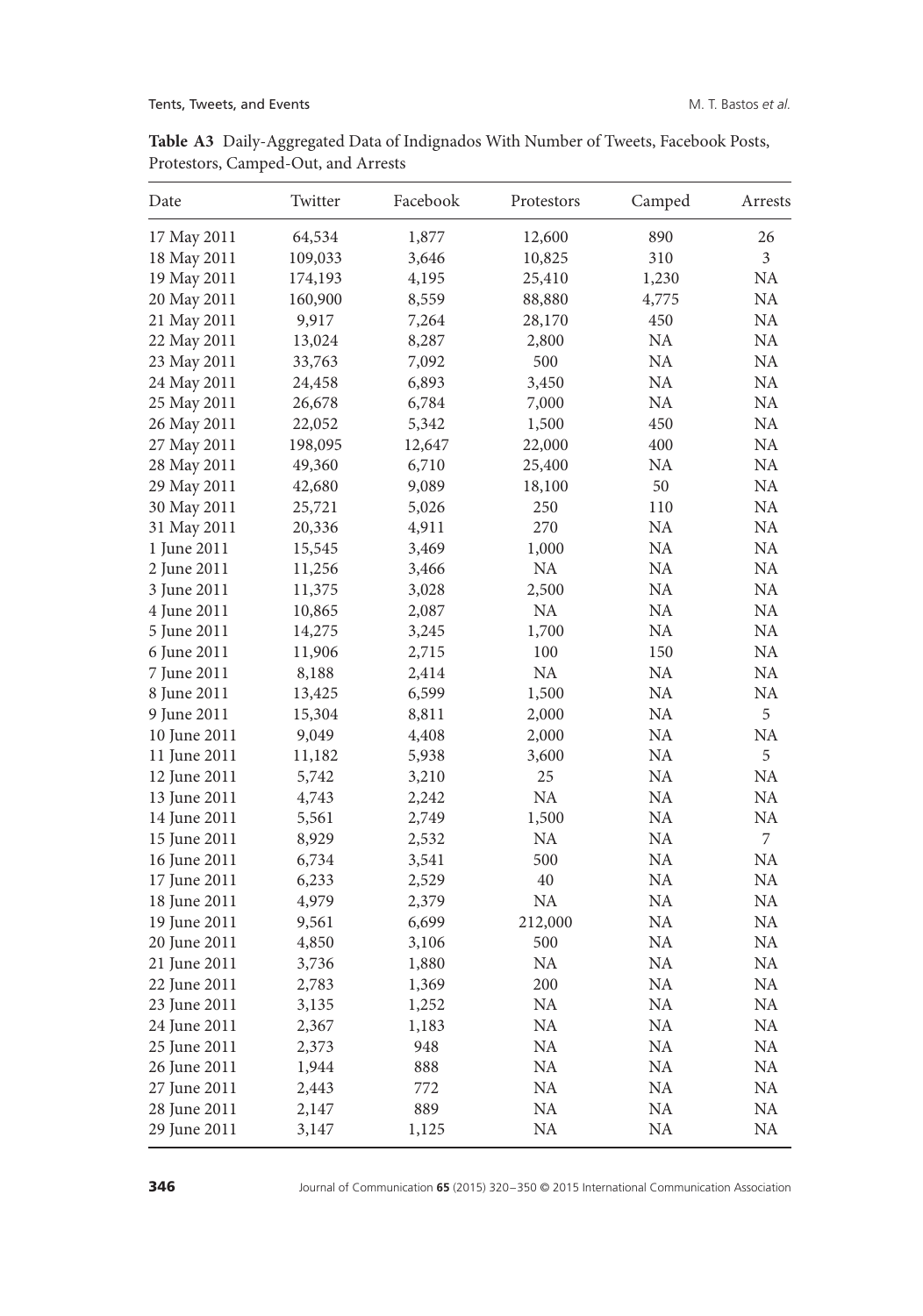**Table A3** Daily-Aggregated Data of Indignados With Number of Tweets, Facebook Posts, Protestors, Camped-Out, and Arrests

| Date | Twitter | Facebook | Protestors | Camped | Arrests |
|---|---|---|---|---|---|
| 17 May 2011 | 64,534 | 1,877 | 12,600 | 890 | 26 |
| 18 May 2011 | 109,033 | 3,646 | 10,825 | 310 | 3 |
| 19 May 2011 | 174,193 | 4,195 | 25,410 | 1,230 | NA |
| 20 May 2011 | 160,900 | 8,559 | 88,880 | 4,775 | NA |
| 21 May 2011 | 9,917 | 7,264 | 28,170 | 450 | NA |
| 22 May 2011 | 13,024 | 8,287 | 2,800 | NA | NA |
| 23 May 2011 | 33,763 | 7,092 | 500 | NA | NA |
| 24 May 2011 | 24,458 | 6,893 | 3,450 | NA | NA |
| 25 May 2011 | 26,678 | 6,784 | 7,000 | NA | NA |
| 26 May 2011 | 22,052 | 5,342 | 1,500 | 450 | NA |
| 27 May 2011 | 198,095 | 12,647 | 22,000 | 400 | NA |
| 28 May 2011 | 49,360 | 6,710 | 25,400 | NA | NA |
| 29 May 2011 | 42,680 | 9,089 | 18,100 | 50 | NA |
| 30 May 2011 | 25,721 | 5,026 | 250 | 110 | NA |
| 31 May 2011 | 20,336 | 4,911 | 270 | NA | NA |
| 1 June 2011 | 15,545 | 3,469 | 1,000 | NA | NA |
| 2 June 2011 | 11,256 | 3,466 | NA | NA | NA |
| 3 June 2011 | 11,375 | 3,028 | 2,500 | NA | NA |
| 4 June 2011 | 10,865 | 2,087 | NA | NA | NA |
| 5 June 2011 | 14,275 | 3,245 | 1,700 | NA | NA |
| 6 June 2011 | 11,906 | 2,715 | 100 | 150 | NA |
| 7 June 2011 | 8,188 | 2,414 | NA | NA | NA |
| 8 June 2011 | 13,425 | 6,599 | 1,500 | NA | NA |
| 9 June 2011 | 15,304 | 8,811 | 2,000 | NA | 5 |
| 10 June 2011 | 9,049 | 4,408 | 2,000 | NA | NA |
| 11 June 2011 | 11,182 | 5,938 | 3,600 | NA | 5 |
| 12 June 2011 | 5,742 | 3,210 | 25 | NA | NA |
| 13 June 2011 | 4,743 | 2,242 | NA | NA | NA |
| 14 June 2011 | 5,561 | 2,749 | 1,500 | NA | NA |
| 15 June 2011 | 8,929 | 2,532 | NA | NA | 7 |
| 16 June 2011 | 6,734 | 3,541 | 500 | NA | NA |
| 17 June 2011 | 6,233 | 2,529 | 40 | NA | NA |
| 18 June 2011 | 4,979 | 2,379 | NA | NA | NA |
| 19 June 2011 | 9,561 | 6,699 | 212,000 | NA | NA |
| 20 June 2011 | 4,850 | 3,106 | 500 | NA | NA |
| 21 June 2011 | 3,736 | 1,880 | NA | NA | NA |
| 22 June 2011 | 2,783 | 1,369 | 200 | NA | NA |
| 23 June 2011 | 3,135 | 1,252 | NA | NA | NA |
| 24 June 2011 | 2,367 | 1,183 | NA | NA | NA |
| 25 June 2011 | 2,373 | 948 | NA | NA | NA |
| 26 June 2011 | 1,944 | 888 | NA | NA | NA |
| 27 June 2011 | 2,443 | 772 | NA | NA | NA |
| 28 June 2011 | 2,147 | 889 | NA | NA | NA |
| 29 June 2011 | 3,147 | 1,125 | NA | NA | NA |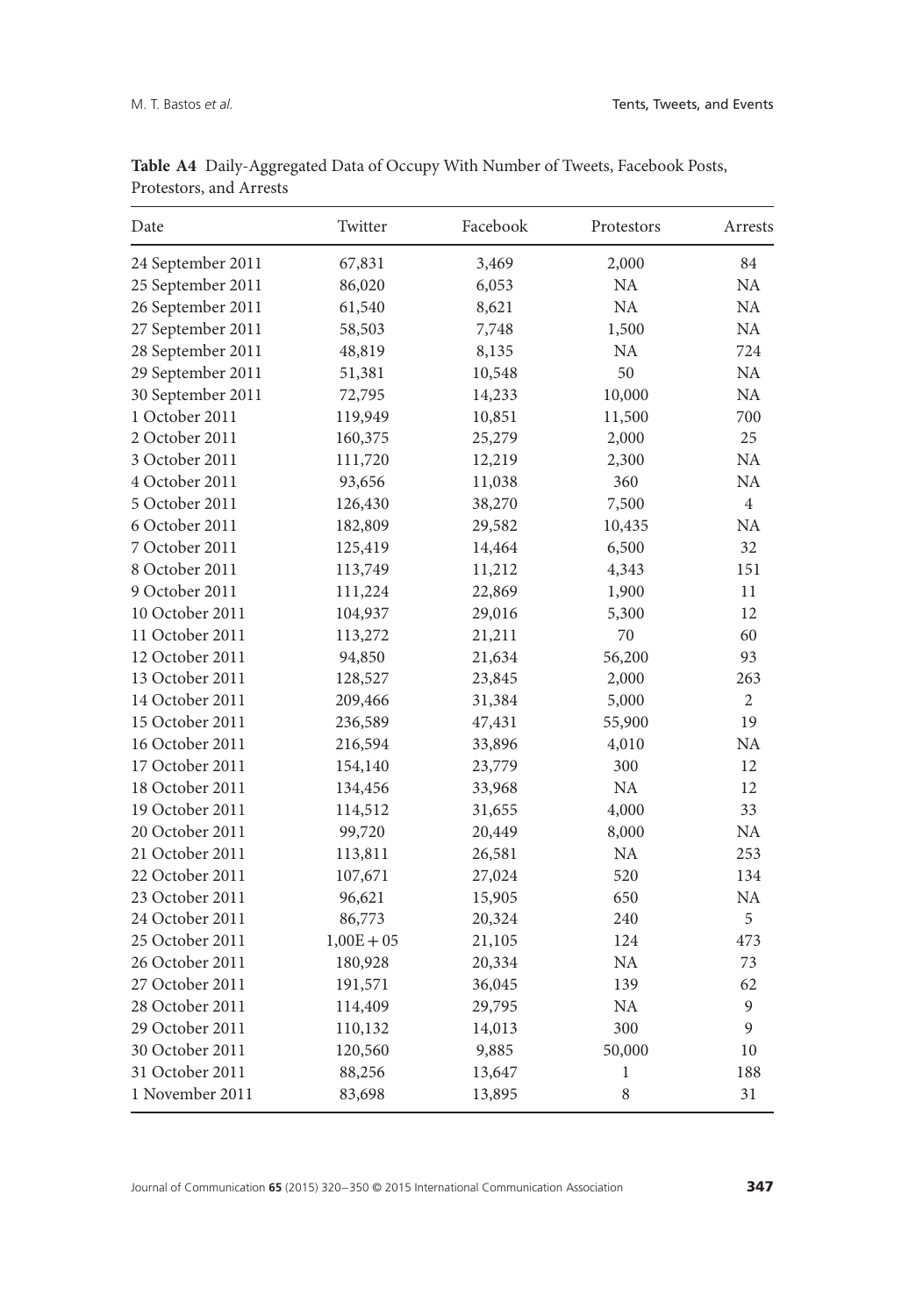**Table A4** Daily-Aggregated Data of Occupy With Number of Tweets, Facebook Posts, Protestors, and Arrests

| Date | Twitter | Facebook | Protestors | Arrests |
|---|---|---|---|---|
| 24 September 2011 | 67,831 | 3,469 | 2,000 | 84 |
| 25 September 2011 | 86,020 | 6,053 | NA | NA |
| 26 September 2011 | 61,540 | 8,621 | NA | NA |
| 27 September 2011 | 58,503 | 7,748 | 1,500 | NA |
| 28 September 2011 | 48,819 | 8,135 | NA | 724 |
| 29 September 2011 | 51,381 | 10,548 | 50 | NA |
| 30 September 2011 | 72,795 | 14,233 | 10,000 | NA |
| 1 October 2011 | 119,949 | 10,851 | 11,500 | 700 |
| 2 October 2011 | 160,375 | 25,279 | 2,000 | 25 |
| 3 October 2011 | 111,720 | 12,219 | 2,300 | NA |
| 4 October 2011 | 93,656 | 11,038 | 360 | NA |
| 5 October 2011 | 126,430 | 38,270 | 7,500 | 4 |
| 6 October 2011 | 182,809 | 29,582 | 10,435 | NA |
| 7 October 2011 | 125,419 | 14,464 | 6,500 | 32 |
| 8 October 2011 | 113,749 | 11,212 | 4,343 | 151 |
| 9 October 2011 | 111,224 | 22,869 | 1,900 | 11 |
| 10 October 2011 | 104,937 | 29,016 | 5,300 | 12 |
| 11 October 2011 | 113,272 | 21,211 | 70 | 60 |
| 12 October 2011 | 94,850 | 21,634 | 56,200 | 93 |
| 13 October 2011 | 128,527 | 23,845 | 2,000 | 263 |
| 14 October 2011 | 209,466 | 31,384 | 5,000 | 2 |
| 15 October 2011 | 236,589 | 47,431 | 55,900 | 19 |
| 16 October 2011 | 216,594 | 33,896 | 4,010 | NA |
| 17 October 2011 | 154,140 | 23,779 | 300 | 12 |
| 18 October 2011 | 134,456 | 33,968 | NA | 12 |
| 19 October 2011 | 114,512 | 31,655 | 4,000 | 33 |
| 20 October 2011 | 99,720 | 20,449 | 8,000 | NA |
| 21 October 2011 | 113,811 | 26,581 | NA | 253 |
| 22 October 2011 | 107,671 | 27,024 | 520 | 134 |
| 23 October 2011 | 96,621 | 15,905 | 650 | NA |
| 24 October 2011 | 86,773 | 20,324 | 240 | 5 |
| 25 October 2011 | 1,00E + 05 | 21,105 | 124 | 473 |
| 26 October 2011 | 180,928 | 20,334 | NA | 73 |
| 27 October 2011 | 191,571 | 36,045 | 139 | 62 |
| 28 October 2011 | 114,409 | 29,795 | NA | 9 |
| 29 October 2011 | 110,132 | 14,013 | 300 | 9 |
| 30 October 2011 | 120,560 | 9,885 | 50,000 | 10 |
| 31 October 2011 | 88,256 | 13,647 | 1 | 188 |
| 1 November 2011 | 83,698 | 13,895 | 8 | 31 |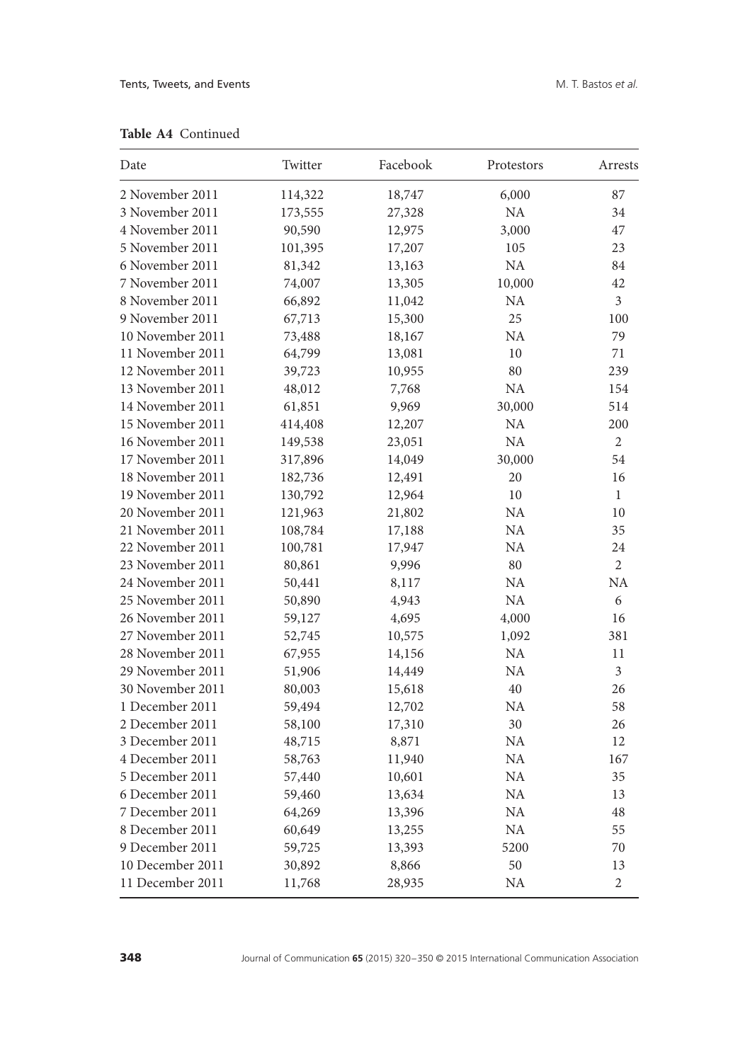**Table A4** Continued

| Date | Twitter | Facebook | Protestors | Arrests |
|---|---|---|---|---|
| 2 November 2011 | 114,322 | 18,747 | 6,000 | 87 |
| 3 November 2011 | 173,555 | 27,328 | NA | 34 |
| 4 November 2011 | 90,590 | 12,975 | 3,000 | 47 |
| 5 November 2011 | 101,395 | 17,207 | 105 | 23 |
| 6 November 2011 | 81,342 | 13,163 | NA | 84 |
| 7 November 2011 | 74,007 | 13,305 | 10,000 | 42 |
| 8 November 2011 | 66,892 | 11,042 | NA | 3 |
| 9 November 2011 | 67,713 | 15,300 | 25 | 100 |
| 10 November 2011 | 73,488 | 18,167 | NA | 79 |
| 11 November 2011 | 64,799 | 13,081 | 10 | 71 |
| 12 November 2011 | 39,723 | 10,955 | 80 | 239 |
| 13 November 2011 | 48,012 | 7,768 | NA | 154 |
| 14 November 2011 | 61,851 | 9,969 | 30,000 | 514 |
| 15 November 2011 | 414,408 | 12,207 | NA | 200 |
| 16 November 2011 | 149,538 | 23,051 | NA | 2 |
| 17 November 2011 | 317,896 | 14,049 | 30,000 | 54 |
| 18 November 2011 | 182,736 | 12,491 | 20 | 16 |
| 19 November 2011 | 130,792 | 12,964 | 10 | 1 |
| 20 November 2011 | 121,963 | 21,802 | NA | 10 |
| 21 November 2011 | 108,784 | 17,188 | NA | 35 |
| 22 November 2011 | 100,781 | 17,947 | NA | 24 |
| 23 November 2011 | 80,861 | 9,996 | 80 | 2 |
| 24 November 2011 | 50,441 | 8,117 | NA | NA |
| 25 November 2011 | 50,890 | 4,943 | NA | 6 |
| 26 November 2011 | 59,127 | 4,695 | 4,000 | 16 |
| 27 November 2011 | 52,745 | 10,575 | 1,092 | 381 |
| 28 November 2011 | 67,955 | 14,156 | NA | 11 |
| 29 November 2011 | 51,906 | 14,449 | NA | 3 |
| 30 November 2011 | 80,003 | 15,618 | 40 | 26 |
| 1 December 2011 | 59,494 | 12,702 | NA | 58 |
| 2 December 2011 | 58,100 | 17,310 | 30 | 26 |
| 3 December 2011 | 48,715 | 8,871 | NA | 12 |
| 4 December 2011 | 58,763 | 11,940 | NA | 167 |
| 5 December 2011 | 57,440 | 10,601 | NA | 35 |
| 6 December 2011 | 59,460 | 13,634 | NA | 13 |
| 7 December 2011 | 64,269 | 13,396 | NA | 48 |
| 8 December 2011 | 60,649 | 13,255 | NA | 55 |
| 9 December 2011 | 59,725 | 13,393 | 5200 | 70 |
| 10 December 2011 | 30,892 | 8,866 | 50 | 13 |
| 11 December 2011 | 11,768 | 28,935 | NA | 2 |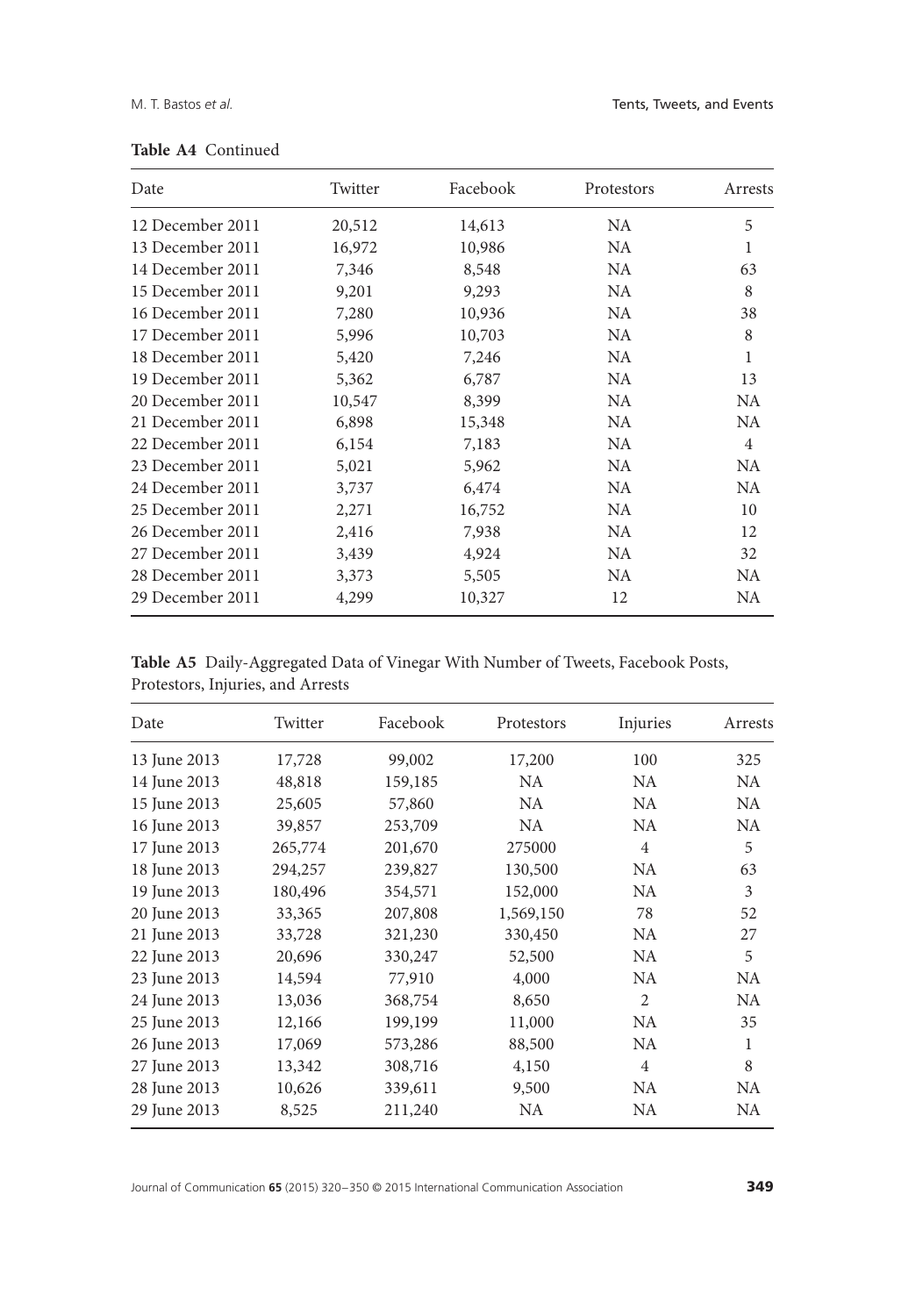**Table A4** Continued

| Date | Twitter | Facebook | Protestors | Arrests |
|---|---|---|---|---|
| 12 December 2011 | 20,512 | 14,613 | NA | 5 |
| 13 December 2011 | 16,972 | 10,986 | NA | 1 |
| 14 December 2011 | 7,346 | 8,548 | NA | 63 |
| 15 December 2011 | 9,201 | 9,293 | NA | 8 |
| 16 December 2011 | 7,280 | 10,936 | NA | 38 |
| 17 December 2011 | 5,996 | 10,703 | NA | 8 |
| 18 December 2011 | 5,420 | 7,246 | NA | 1 |
| 19 December 2011 | 5,362 | 6,787 | NA | 13 |
| 20 December 2011 | 10,547 | 8,399 | NA | NA |
| 21 December 2011 | 6,898 | 15,348 | NA | NA |
| 22 December 2011 | 6,154 | 7,183 | NA | 4 |
| 23 December 2011 | 5,021 | 5,962 | NA | NA |
| 24 December 2011 | 3,737 | 6,474 | NA | NA |
| 25 December 2011 | 2,271 | 16,752 | NA | 10 |
| 26 December 2011 | 2,416 | 7,938 | NA | 12 |
| 27 December 2011 | 3,439 | 4,924 | NA | 32 |
| 28 December 2011 | 3,373 | 5,505 | NA | NA |
| 29 December 2011 | 4,299 | 10,327 | 12 | NA |

**Table A5** Daily-Aggregated Data of Vinegar With Number of Tweets, Facebook Posts, Protestors, Injuries, and Arrests

| Date | Twitter | Facebook | Protestors | Injuries | Arrests |
|---|---|---|---|---|---|
| 13 June 2013 | 17,728 | 99,002 | 17,200 | 100 | 325 |
| 14 June 2013 | 48,818 | 159,185 | NA | NA | NA |
| 15 June 2013 | 25,605 | 57,860 | NA | NA | NA |
| 16 June 2013 | 39,857 | 253,709 | NA | NA | NA |
| 17 June 2013 | 265,774 | 201,670 | 275000 | 4 | 5 |
| 18 June 2013 | 294,257 | 239,827 | 130,500 | NA | 63 |
| 19 June 2013 | 180,496 | 354,571 | 152,000 | NA | 3 |
| 20 June 2013 | 33,365 | 207,808 | 1,569,150 | 78 | 52 |
| 21 June 2013 | 33,728 | 321,230 | 330,450 | NA | 27 |
| 22 June 2013 | 20,696 | 330,247 | 52,500 | NA | 5 |
| 23 June 2013 | 14,594 | 77,910 | 4,000 | NA | NA |
| 24 June 2013 | 13,036 | 368,754 | 8,650 | 2 | NA |
| 25 June 2013 | 12,166 | 199,199 | 11,000 | NA | 35 |
| 26 June 2013 | 17,069 | 573,286 | 88,500 | NA | 1 |
| 27 June 2013 | 13,342 | 308,716 | 4,150 | 4 | 8 |
| 28 June 2013 | 10,626 | 339,611 | 9,500 | NA | NA |
| 29 June 2013 | 8,525 | 211,240 | NA | NA | NA |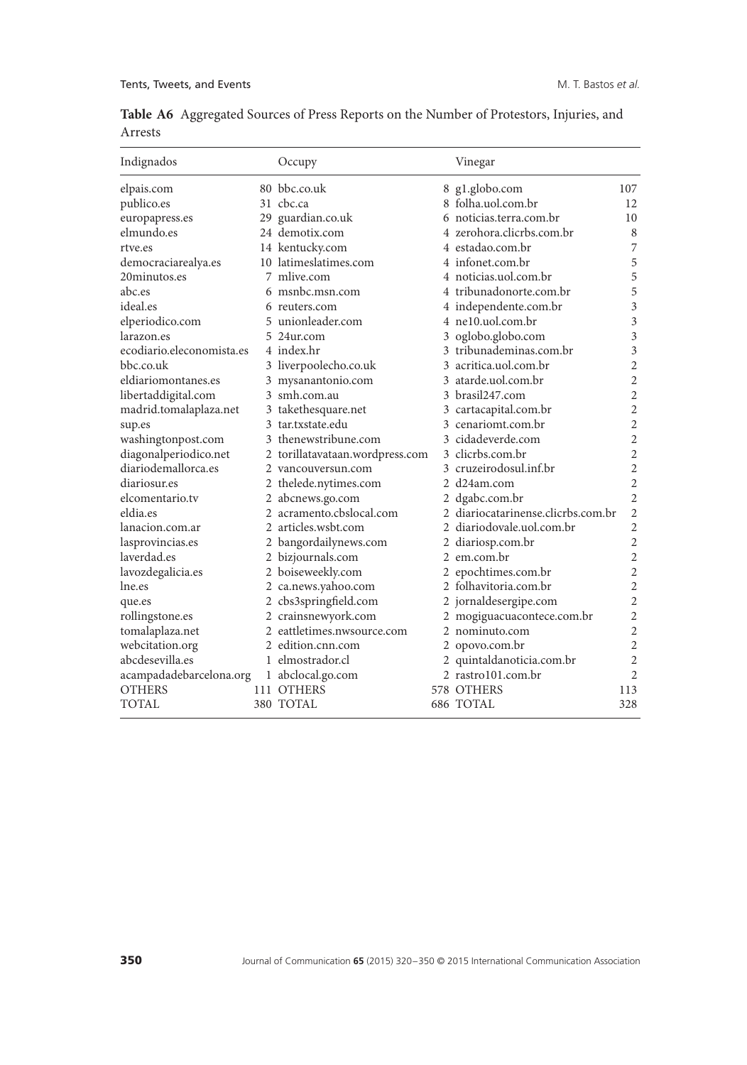**Table A6** Aggregated Sources of Press Reports on the Number of Protestors, Injuries, and Arrests

| Indignados | | Occupy | | Vinegar | |
|---|---|---|---|---|---|
| elpais.com | 80 | bbc.co.uk | 8 | g1.globo.com | 107 |
| publico.es | 31 | cbc.ca | 8 | folha.uol.com.br | 12 |
| europapress.es | 29 | guardian.co.uk | 6 | noticias.terra.com.br | 10 |
| elmundo.es | 24 | demotix.com | 4 | zerohora.clicrbs.com.br | 8 |
| rtve.es | 14 | kentucky.com | 4 | estadao.com.br | 7 |
| democraciarealya.es | 10 | latimeslatimes.com | 4 | infonet.com.br | 5 |
| 20minutos.es | 7 | mlive.com | 4 | noticias.uol.com.br | 5 |
| abc.es | 6 | msnbc.msn.com | 4 | tribunadonorte.com.br | 5 |
| ideal.es | 6 | reuters.com | 4 | independente.com.br | 3 |
| elperiodico.com | 5 | unionleader.com | 4 | ne10.uol.com.br | 3 |
| larazon.es | 5 | 24ur.com | 3 | oglobo.globo.com | 3 |
| ecodiario.eleconomista.es | 4 | index.hr | 3 | tribunademinas.com.br | 3 |
| bbc.co.uk | 3 | liverpoolecho.co.uk | 3 | acritica.uol.com.br | 2 |
| eldiariomontanes.es | 3 | mysanantonio.com | 3 | atarde.uol.com.br | 2 |
| libertaddigital.com | 3 | smh.com.au | 3 | brasil247.com | 2 |
| madrid.tomalaplaza.net | 3 | takethesquare.net | 3 | cartacapital.com.br | 2 |
| sup.es | 3 | tar.txstate.edu | 3 | cenariomt.com.br | 2 |
| washingtonpost.com | 3 | thenewstribune.com | 3 | cidadeverde.com | 2 |
| diagonalperiodico.net | 2 | torillatavataan.wordpress.com | 3 | clicrbs.com.br | 2 |
| diariodemallorca.es | 2 | vancouversun.com | 3 | cruzeirodosul.inf.br | 2 |
| diariosur.es | 2 | thelede.nytimes.com | 2 | d24am.com | 2 |
| elcomentario.tv | 2 | abcnews.go.com | 2 | dgabc.com.br | 2 |
| eldia.es | 2 | acramento.cbslocal.com | 2 | diariocatarinense.clicrbs.com.br | 2 |
| lanacion.com.ar | 2 | articles.wsbt.com | 2 | diariodovale.uol.com.br | 2 |
| lasprovincias.es | 2 | bangordailynews.com | 2 | diariosp.com.br | 2 |
| laverdad.es | 2 | bizjournals.com | 2 | em.com.br | 2 |
| lavozdegalicia.es | 2 | boiseweekly.com | 2 | epochtimes.com.br | 2 |
| lne.es | 2 | ca.news.yahoo.com | 2 | folhavitoria.com.br | 2 |
| que.es | 2 | cbs3springfield.com | 2 | jornaldesergipe.com | 2 |
| rollingstone.es | 2 | crainsnewyork.com | 2 | mogiguacuacontece.com.br | 2 |
| tomalaplaza.net | 2 | eattletimes.nwsource.com | 2 | nominuto.com | 2 |
| webcitation.org | 2 | edition.cnn.com | 2 | opovo.com.br | 2 |
| abcdesevilla.es | 1 | elmostrador.cl | 2 | quintaldanoticia.com.br | 2 |
| acampadadebarcelona.org | 1 | abclocal.go.com | 2 | rastro101.com.br | 2 |
| OTHERS | 111 | OTHERS | 578 | OTHERS | 113 |
| TOTAL | 380 | TOTAL | 686 | TOTAL | 328 |